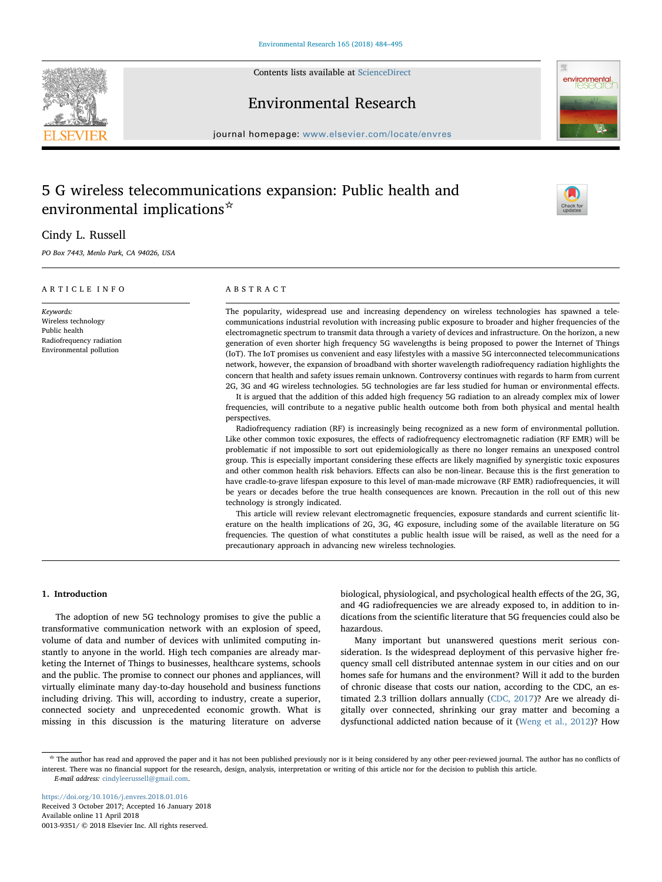# 5 G wireless telecommunications expansion: Public health and environmental implications☆

Cindy L. Russell

*PO Box 7443, Menlo Park, CA 94026, USA*

## ARTICLE INFO

*Keywords:*
Wireless technology
Public health
Radiofrequency radiation
Environmental pollution

## ABSTRACT

The popularity, widespread use and increasing dependency on wireless technologies has spawned a telecommunications industrial revolution with increasing public exposure to broader and higher frequencies of the electromagnetic spectrum to transmit data through a variety of devices and infrastructure. On the horizon, a new generation of even shorter high frequency 5G wavelengths is being proposed to power the Internet of Things (IoT). The IoT promises us convenient and easy lifestyles with a massive 5G interconnected telecommunications network, however, the expansion of broadband with shorter wavelength radiofrequency radiation highlights the concern that health and safety issues remain unknown. Controversy continues with regards to harm from current 2G, 3G and 4G wireless technologies. 5G technologies are far less studied for human or environmental effects.

It is argued that the addition of this added high frequency 5G radiation to an already complex mix of lower frequencies, will contribute to a negative public health outcome both from both physical and mental health perspectives.

Radiofrequency radiation (RF) is increasingly being recognized as a new form of environmental pollution. Like other common toxic exposures, the effects of radiofrequency electromagnetic radiation (RF EMR) will be problematic if not impossible to sort out epidemiologically as there no longer remains an unexposed control group. This is especially important considering these effects are likely magnified by synergistic toxic exposures and other common health risk behaviors. Effects can also be non-linear. Because this is the first generation to have cradle-to-grave lifespan exposure to this level of man-made microwave (RF EMR) radiofrequencies, it will be years or decades before the true health consequences are known. Precaution in the roll out of this new technology is strongly indicated.

This article will review relevant electromagnetic frequencies, exposure standards and current scientific literature on the health implications of 2G, 3G, 4G exposure, including some of the available literature on 5G frequencies. The question of what constitutes a public health issue will be raised, as well as the need for a precautionary approach in advancing new wireless technologies.

## 1. Introduction

The adoption of new 5G technology promises to give the public a transformative communication network with an explosion of speed, volume of data and number of devices with unlimited computing instantly to anyone in the world. High tech companies are already marketing the Internet of Things to businesses, healthcare systems, schools and the public. The promise to connect our phones and appliances, will virtually eliminate many day-to-day household and business functions including driving. This will, according to industry, create a superior, connected society and unprecedented economic growth. What is missing in this discussion is the maturing literature on adverse biological, physiological, and psychological health effects of the 2G, 3G, and 4G radiofrequencies we are already exposed to, in addition to indications from the scientific literature that 5G frequencies could also be hazardous.

Many important but unanswered questions merit serious consideration. Is the widespread deployment of this pervasive higher frequency small cell distributed antennae system in our cities and on our homes safe for humans and the environment? Will it add to the burden of chronic disease that costs our nation, according to the CDC, an estimated 2.3 trillion dollars annually (CDC, 2017)? Are we already digitally over connected, shrinking our gray matter and becoming a dysfunctional addicted nation because of it (Weng et al., 2012)? How

☆ The author has read and approved the paper and it has not been published previously nor is it being considered by any other peer-reviewed journal. The author has no conflicts of interest. There was no financial support for the research, design, analysis, interpretation or writing of this article nor for the decision to publish this article.

*E-mail address:* cindyleerussell@gmail.com.

https://doi.org/10.1016/j.envres.2018.01.016
Received 3 October 2017; Accepted 16 January 2018
Available online 11 April 2018
0013-9351/ © 2018 Elsevier Inc. All rights reserved.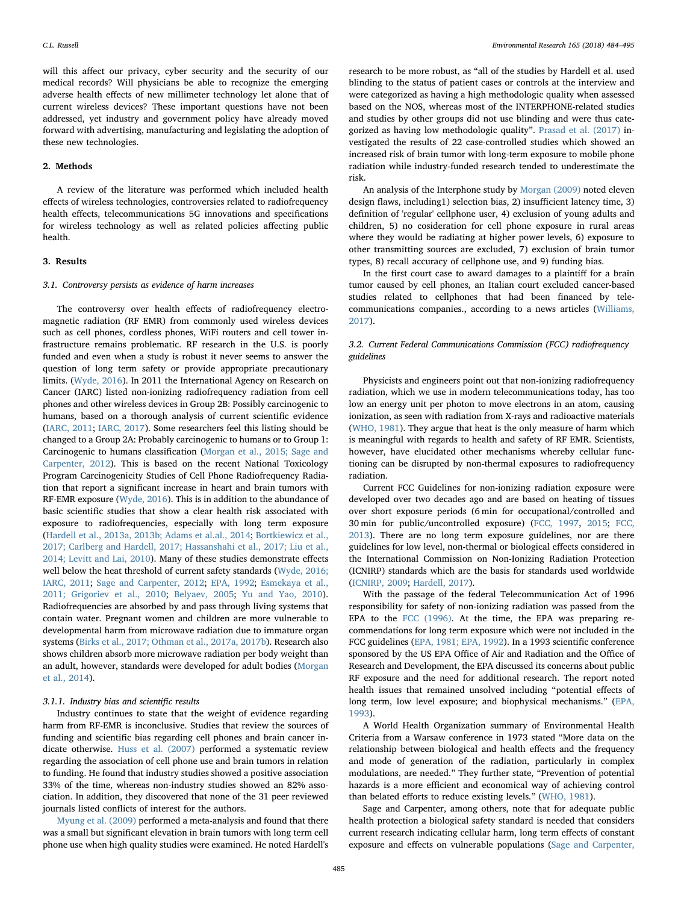will this affect our privacy, cyber security and the security of our medical records? Will physicians be able to recognize the emerging adverse health effects of new millimeter technology let alone that of current wireless devices? These important questions have not been addressed, yet industry and government policy have already moved forward with advertising, manufacturing and legislating the adoption of these new technologies.

## 2. Methods

A review of the literature was performed which included health effects of wireless technologies, controversies related to radiofrequency health effects, telecommunications 5G innovations and specifications for wireless technology as well as related policies affecting public health.

## 3. Results

### 3.1. Controversy persists as evidence of harm increases

The controversy over health effects of radiofrequency electromagnetic radiation (RF EMR) from commonly used wireless devices such as cell phones, cordless phones, WiFi routers and cell tower infrastructure remains problematic. RF research in the U.S. is poorly funded and even when a study is robust it never seems to answer the question of long term safety or provide appropriate precautionary limits. (Wyde, 2016). In 2011 the International Agency on Research on Cancer (IARC) listed non-ionizing radiofrequency radiation from cell phones and other wireless devices in Group 2B: Possibly carcinogenic to humans, based on a thorough analysis of current scientific evidence (IARC, 2011; IARC, 2017). Some researchers feel this listing should be changed to a Group 2A: Probably carcinogenic to humans or to Group 1: Carcinogenic to humans classification (Morgan et al., 2015; Sage and Carpenter, 2012). This is based on the recent National Toxicology Program Carcinogenicity Studies of Cell Phone Radiofrequency Radiation that report a significant increase in heart and brain tumors with RF-EMR exposure (Wyde, 2016). This is in addition to the abundance of basic scientific studies that show a clear health risk associated with exposure to radiofrequencies, especially with long term exposure (Hardell et al., 2013a, 2013b; Adams et al.al., 2014; Bortkiewicz et al., 2017; Carlberg and Hardell, 2017; Hassanshahi et al., 2017; Liu et al., 2014; Levitt and Lai, 2010). Many of these studies demonstrate effects well below the heat threshold of current safety standards (Wyde, 2016; IARC, 2011; Sage and Carpenter, 2012; EPA, 1992; Esmekaya et al., 2011; Grigoriev et al., 2010; Belyaev, 2005; Yu and Yao, 2010). Radiofrequencies are absorbed by and pass through living systems that contain water. Pregnant women and children are more vulnerable to developmental harm from microwave radiation due to immature organ systems (Birks et al., 2017; Othman et al., 2017a, 2017b). Research also shows children absorb more microwave radiation per body weight than an adult, however, standards were developed for adult bodies (Morgan et al., 2014).

#### 3.1.1. Industry bias and scientific results

Industry continues to state that the weight of evidence regarding harm from RF-EMR is inconclusive. Studies that review the sources of funding and scientific bias regarding cell phones and brain cancer indicate otherwise. Huss et al. (2007) performed a systematic review regarding the association of cell phone use and brain tumors in relation to funding. He found that industry studies showed a positive association 33% of the time, whereas non-industry studies showed an 82% association. In addition, they discovered that none of the 31 peer reviewed journals listed conflicts of interest for the authors.

Myung et al. (2009) performed a meta-analysis and found that there was a small but significant elevation in brain tumors with long term cell phone use when high quality studies were examined. He noted Hardell's research to be more robust, as "all of the studies by Hardell et al. used blinding to the status of patient cases or controls at the interview and were categorized as having a high methodologic quality when assessed based on the NOS, whereas most of the INTERPHONE-related studies and studies by other groups did not use blinding and were thus categorized as having low methodologic quality". Prasad et al. (2017) investigated the results of 22 case-controlled studies which showed an increased risk of brain tumor with long-term exposure to mobile phone radiation while industry-funded research tended to underestimate the risk.

An analysis of the Interphone study by Morgan (2009) noted eleven design flaws, including1) selection bias, 2) insufficient latency time, 3) definition of 'regular' cellphone user, 4) exclusion of young adults and children, 5) no cosideration for cell phone exposure in rural areas where they would be radiating at higher power levels, 6) exposure to other transmitting sources are excluded, 7) exclusion of brain tumor types, 8) recall accuracy of cellphone use, and 9) funding bias.

In the first court case to award damages to a plaintiff for a brain tumor caused by cell phones, an Italian court excluded cancer-based studies related to cellphones that had been financed by telecommunications companies., according to a news articles (Williams, 2017).

### 3.2. Current Federal Communications Commission (FCC) radiofrequency guidelines

Physicists and engineers point out that non-ionizing radiofrequency radiation, which we use in modern telecommunications today, has too low an energy unit per photon to move electrons in an atom, causing ionization, as seen with radiation from X-rays and radioactive materials (WHO, 1981). They argue that heat is the only measure of harm which is meaningful with regards to health and safety of RF EMR. Scientists, however, have elucidated other mechanisms whereby cellular functioning can be disrupted by non-thermal exposures to radiofrequency radiation.

Current FCC Guidelines for non-ionizing radiation exposure were developed over two decades ago and are based on heating of tissues over short exposure periods (6 min for occupational/controlled and 30 min for public/uncontrolled exposure) (FCC, 1997, 2015; FCC, 2013). There are no long term exposure guidelines, nor are there guidelines for low level, non-thermal or biological effects considered in the International Commission on Non-Ionizing Radiation Protection (ICNIRP) standards which are the basis for standards used worldwide (ICNIRP, 2009; Hardell, 2017).

With the passage of the federal Telecommunication Act of 1996 responsibility for safety of non-ionizing radiation was passed from the EPA to the FCC (1996). At the time, the EPA was preparing recommendations for long term exposure which were not included in the FCC guidelines (EPA, 1981; EPA, 1992). In a 1993 scientific conference sponsored by the US EPA Office of Air and Radiation and the Office of Research and Development, the EPA discussed its concerns about public RF exposure and the need for additional research. The report noted health issues that remained unsolved including "potential effects of long term, low level exposure; and biophysical mechanisms." (EPA, 1993).

A World Health Organization summary of Environmental Health Criteria from a Warsaw conference in 1973 stated "More data on the relationship between biological and health effects and the frequency and mode of generation of the radiation, particularly in complex modulations, are needed." They further state, "Prevention of potential hazards is a more efficient and economical way of achieving control than belated efforts to reduce existing levels." (WHO, 1981).

Sage and Carpenter, among others, note that for adequate public health protection a biological safety standard is needed that considers current research indicating cellular harm, long term effects of constant exposure and effects on vulnerable populations (Sage and Carpenter,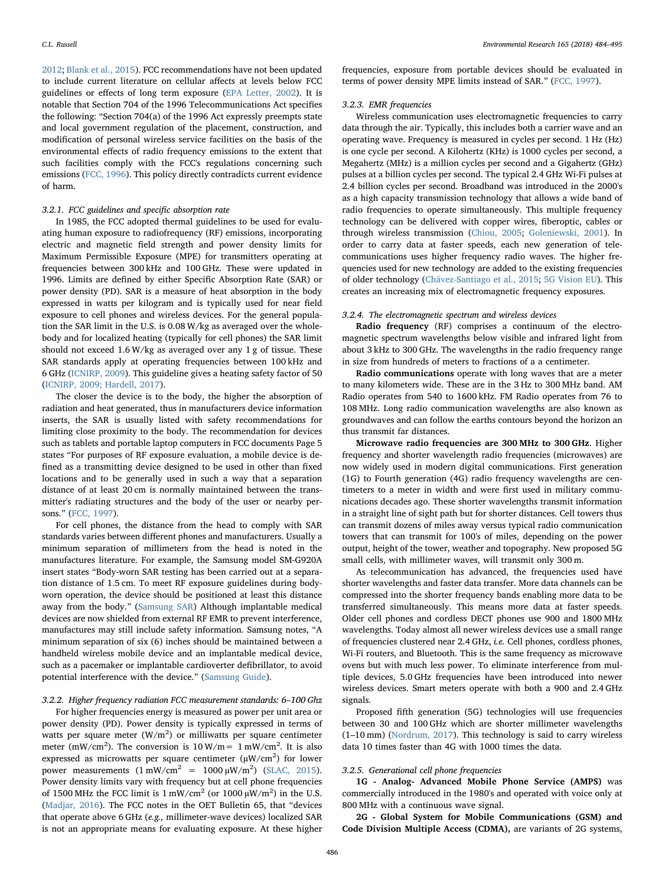2012; Blank et al., 2015). FCC recommendations have not been updated to include current literature on cellular affects at levels below FCC guidelines or effects of long term exposure (EPA Letter, 2002). It is notable that Section 704 of the 1996 Telecommunications Act specifies the following: "Section 704(a) of the 1996 Act expressly preempts state and local government regulation of the placement, construction, and modification of personal wireless service facilities on the basis of the environmental effects of radio frequency emissions to the extent that such facilities comply with the FCC's regulations concerning such emissions (FCC, 1996). This policy directly contradicts current evidence of harm.

#### 3.2.1. FCC guidelines and specific absorption rate

In 1985, the FCC adopted thermal guidelines to be used for evaluating human exposure to radiofrequency (RF) emissions, incorporating electric and magnetic field strength and power density limits for Maximum Permissible Exposure (MPE) for transmitters operating at frequencies between 300 kHz and 100 GHz. These were updated in 1996. Limits are defined by either Specific Absorption Rate (SAR) or power density (PD). SAR is a measure of heat absorption in the body expressed in watts per kilogram and is typically used for near field exposure to cell phones and wireless devices. For the general population the SAR limit in the U.S. is 0.08 W/kg as averaged over the whole-body and for localized heating (typically for cell phones) the SAR limit should not exceed 1.6 W/kg as averaged over any 1 g of tissue. These SAR standards apply at operating frequencies between 100 kHz and 6 GHz (ICNIRP, 2009). This guideline gives a heating safety factor of 50 (ICNIRP, 2009; Hardell, 2017).

The closer the device is to the body, the higher the absorption of radiation and heat generated, thus in manufacturers device information inserts, the SAR is usually listed with safety recommendations for limiting close proximity to the body. The recommendation for devices such as tablets and portable laptop computers in FCC documents Page 5 states "For purposes of RF exposure evaluation, a mobile device is defined as a transmitting device designed to be used in other than fixed locations and to be generally used in such a way that a separation distance of at least 20 cm is normally maintained between the transmitter's radiating structures and the body of the user or nearby persons." (FCC, 1997).

For cell phones, the distance from the head to comply with SAR standards varies between different phones and manufacturers. Usually a minimum separation of millimeters from the head is noted in the manufactures literature. For example, the Samsung model SM-G920A insert states "Body-worn SAR testing has been carried out at a separation distance of 1.5 cm. To meet RF exposure guidelines during body-worn operation, the device should be positioned at least this distance away from the body." (Samsung SAR) Although implantable medical devices are now shielded from external RF EMR to prevent interference, manufactures may still include safety information. Samsung notes, "A minimum separation of six (6) inches should be maintained between a handheld wireless mobile device and an implantable medical device, such as a pacemaker or implantable cardioverter defibrillator, to avoid potential interference with the device." (Samsung Guide).

#### 3.2.2. Higher frequency radiation FCC measurement standards: 6–100 Ghz

For higher frequencies energy is measured as power per unit area or power density (PD). Power density is typically expressed in terms of watts per square meter ($W/m^2$) or milliwatts per square centimeter meter ($mW/cm^2$). The conversion is $10\ W/m = 1\ mW/cm^2$. It is also expressed as microwatts per square centimeter ($\mu W/cm^2$) for lower power measurements ($1\ mW/cm^2 = 1000\ \mu W/m^2$) (SLAC, 2015). Power density limits vary with frequency but at cell phone frequencies of 1500 MHz the FCC limit is $1\ mW/cm^2$ (or $1000\ \mu W/m^2$) in the U.S. (Madjar, 2016). The FCC notes in the OET Bulletin 65, that "devices that operate above 6 GHz (*e.g.,* millimeter-wave devices) localized SAR is not an appropriate means for evaluating exposure. At these higher frequencies, exposure from portable devices should be evaluated in terms of power density MPE limits instead of SAR." (FCC, 1997).

#### 3.2.3. EMR frequencies

Wireless communication uses electromagnetic frequencies to carry data through the air. Typically, this includes both a carrier wave and an operating wave. Frequency is measured in cycles per second. 1 Hz (Hz) is one cycle per second. A Kilohertz (KHz) is 1000 cycles per second, a Megahertz (MHz) is a million cycles per second and a Gigahertz (GHz) pulses at a billion cycles per second. The typical 2.4 GHz Wi-Fi pulses at 2.4 billion cycles per second. Broadband was introduced in the 2000's as a high capacity transmission technology that allows a wide band of radio frequencies to operate simultaneously. This multiple frequency technology can be delivered with copper wires, fiberoptic, cables or through wireless transmission (Chiou, 2005; Goleniewski, 2001). In order to carry data at faster speeds, each new generation of telecommunications uses higher frequency radio waves. The higher frequencies used for new technology are added to the existing frequencies of older technology (Chávez-Santiago et al., 2015; 5G Vision EU). This creates an increasing mix of electromagnetic frequency exposures.

#### 3.2.4. The electromagnetic spectrum and wireless devices

**Radio frequency** (RF) comprises a continuum of the electromagnetic spectrum wavelengths below visible and infrared light from about 3 kHz to 300 GHz. The wavelengths in the radio frequency range in size from hundreds of meters to fractions of a a centimeter.

**Radio communications** operate with long waves that are a meter to many kilometers wide. These are in the 3 Hz to 300 MHz band. AM Radio operates from 540 to 1600 kHz. FM Radio operates from 76 to 108 MHz. Long radio communication wavelengths are also known as groundwaves and can follow the earths contours beyond the horizon an thus transmit far distances.

**Microwave radio frequencies are 300 MHz to 300 GHz**. Higher frequency and shorter wavelength radio frequencies (microwaves) are now widely used in modern digital communications. First generation (1G) to Fourth generation (4G) radio frequency wavelengths are centimeters to a meter in width and were first used in military communications decades ago. These shorter wavelengths transmit information in a straight line of sight path but for shorter distances. Cell towers thus can transmit dozens of miles away versus typical radio communication towers that can transmit for 100's of miles, depending on the power output, height of the tower, weather and topography. New proposed 5G small cells, with millimeter waves, will transmit only 300 m.

As telecommunication has advanced, the frequencies used have shorter wavelengths and faster data transfer. More data channels can be compressed into the shorter frequency bands enabling more data to be transferred simultaneously. This means more data at faster speeds. Older cell phones and cordless DECT phones use 900 and 1800 MHz wavelengths. Today almost all newer wireless devices use a small range of frequencies clustered near 2.4 GHz, *i.e.* Cell phones, cordless phones, Wi-Fi routers, and Bluetooth. This is the same frequency as microwave ovens but with much less power. To eliminate interference from multiple devices, 5.0 GHz frequencies have been introduced into newer wireless devices. Smart meters operate with both a 900 and 2.4 GHz signals.

Proposed fifth generation (5G) technologies will use frequencies between 30 and 100 GHz which are shorter millimeter wavelengths (1–10 mm) (Nordrum, 2017). This technology is said to carry wireless data 10 times faster than 4G with 1000 times the data.

#### 3.2.5. Generational cell phone frequencies

**1G - Analog- Advanced Mobile Phone Service (AMPS)** was commercially introduced in the 1980's and operated with voice only at 800 MHz with a continuous wave signal.

**2G - Global System for Mobile Communications (GSM) and Code Division Multiple Access (CDMA),** are variants of 2G systems,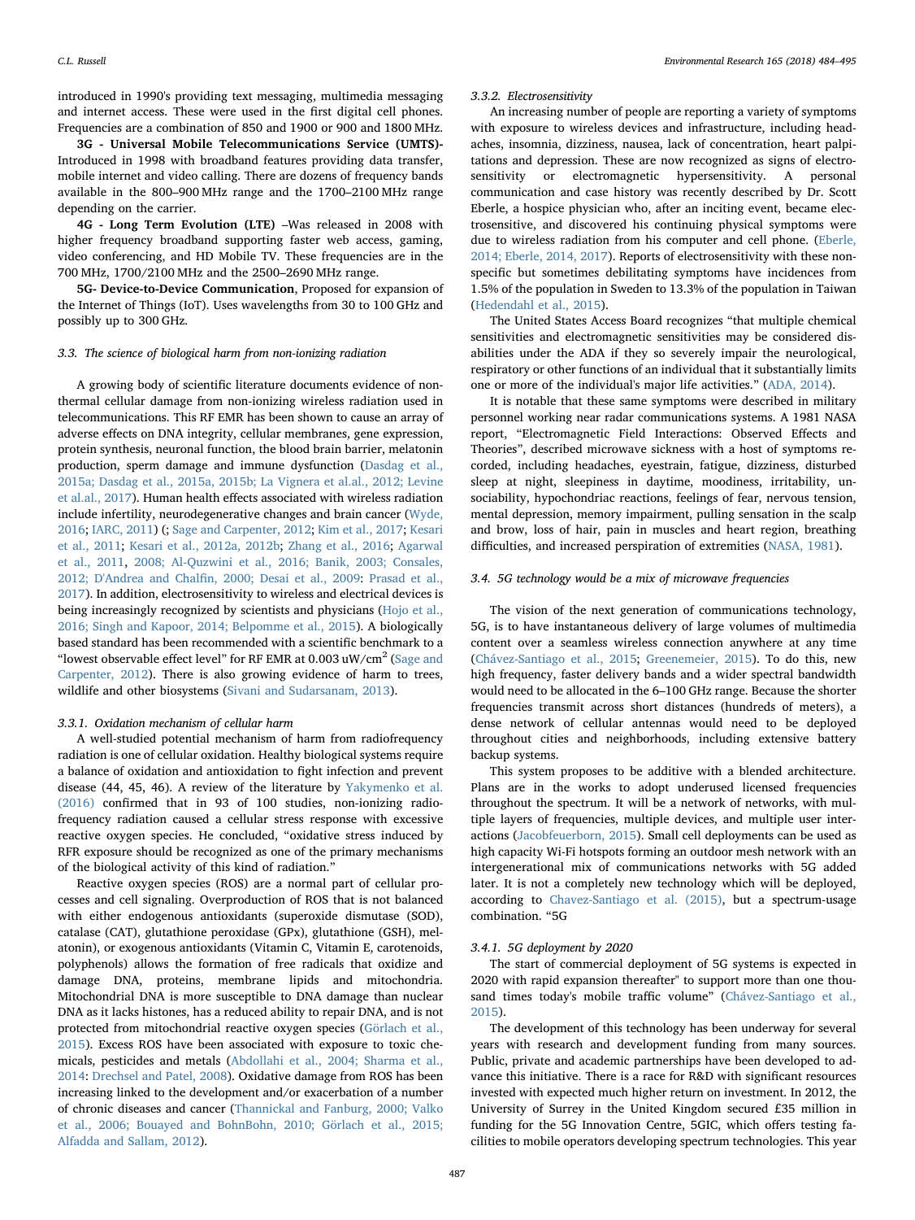introduced in 1990's providing text messaging, multimedia messaging and internet access. These were used in the first digital cell phones. Frequencies are a combination of 850 and 1900 or 900 and 1800 MHz.

**3G - Universal Mobile Telecommunications Service (UMTS)**- Introduced in 1998 with broadband features providing data transfer, mobile internet and video calling. There are dozens of frequency bands available in the 800–900 MHz range and the 1700–2100 MHz range depending on the carrier.

**4G - Long Term Evolution (LTE)** –Was released in 2008 with higher frequency broadband supporting faster web access, gaming, video conferencing, and HD Mobile TV. These frequencies are in the 700 MHz, 1700/2100 MHz and the 2500–2690 MHz range.

**5G- Device-to-Device Communication**, Proposed for expansion of the Internet of Things (IoT). Uses wavelengths from 30 to 100 GHz and possibly up to 300 GHz.

### 3.3. The science of biological harm from non-ionizing radiation

A growing body of scientific literature documents evidence of non-thermal cellular damage from non-ionizing wireless radiation used in telecommunications. This RF EMR has been shown to cause an array of adverse effects on DNA integrity, cellular membranes, gene expression, protein synthesis, neuronal function, the blood brain barrier, melatonin production, sperm damage and immune dysfunction (Dasdag et al., 2015a; Dasdag et al., 2015a, 2015b; La Vignera et al.al., 2012; Levine et al.al., 2017). Human health effects associated with wireless radiation include infertility, neurodegenerative changes and brain cancer (Wyde, 2016; IARC, 2011) (; Sage and Carpenter, 2012; Kim et al., 2017; Kesari et al., 2011; Kesari et al., 2012a, 2012b; Zhang et al., 2016; Agarwal et al., 2011, 2008; Al-Quzwini et al., 2016; Banik, 2003; Consales, 2012; D'Andrea and Chalfin, 2000; Desai et al., 2009: Prasad et al., 2017). In addition, electrosensitivity to wireless and electrical devices is being increasingly recognized by scientists and physicians (Hojo et al., 2016; Singh and Kapoor, 2014; Belpomme et al., 2015). A biologically based standard has been recommended with a scientific benchmark to a "lowest observable effect level" for RF EMR at 0.003 uW/cm$^2$ (Sage and Carpenter, 2012). There is also growing evidence of harm to trees, wildlife and other biosystems (Sivani and Sudarsanam, 2013).

#### 3.3.1. Oxidation mechanism of cellular harm

A well-studied potential mechanism of harm from radiofrequency radiation is one of cellular oxidation. Healthy biological systems require a balance of oxidation and antioxidation to fight infection and prevent disease (44, 45, 46). A review of the literature by Yakymenko et al. (2016) confirmed that in 93 of 100 studies, non-ionizing radiofrequency radiation caused a cellular stress response with excessive reactive oxygen species. He concluded, "oxidative stress induced by RFR exposure should be recognized as one of the primary mechanisms of the biological activity of this kind of radiation."

Reactive oxygen species (ROS) are a normal part of cellular processes and cell signaling. Overproduction of ROS that is not balanced with either endogenous antioxidants (superoxide dismutase (SOD), catalase (CAT), glutathione peroxidase (GPx), glutathione (GSH), melatonin), or exogenous antioxidants (Vitamin C, Vitamin E, carotenoids, polyphenols) allows the formation of free radicals that oxidize and damage DNA, proteins, membrane lipids and mitochondria. Mitochondrial DNA is more susceptible to DNA damage than nuclear DNA as it lacks histones, has a reduced ability to repair DNA, and is not protected from mitochondrial reactive oxygen species (Görlach et al., 2015). Excess ROS have been associated with exposure to toxic chemicals, pesticides and metals (Abdollahi et al., 2004; Sharma et al., 2014: Drechsel and Patel, 2008). Oxidative damage from ROS has been increasing linked to the development and/or exacerbation of a number of chronic diseases and cancer (Thannickal and Fanburg, 2000; Valko et al., 2006; Bouayed and BohnBohn, 2010; Görlach et al., 2015; Alfadda and Sallam, 2012).

#### 3.3.2. Electrosensitivity

An increasing number of people are reporting a variety of symptoms with exposure to wireless devices and infrastructure, including headaches, insomnia, dizziness, nausea, lack of concentration, heart palpitations and depression. These are now recognized as signs of electrosensitivity or electromagnetic hypersensitivity. A personal communication and case history was recently described by Dr. Scott Eberle, a hospice physician who, after an inciting event, became electrosensitive, and discovered his continuing physical symptoms were due to wireless radiation from his computer and cell phone. (Eberle, 2014; Eberle, 2014, 2017). Reports of electrosensitivity with these nonspecific but sometimes debilitating symptoms have incidences from 1.5% of the population in Sweden to 13.3% of the population in Taiwan (Hedendahl et al., 2015).

The United States Access Board recognizes "that multiple chemical sensitivities and electromagnetic sensitivities may be considered disabilities under the ADA if they so severely impair the neurological, respiratory or other functions of an individual that it substantially limits one or more of the individual's major life activities." (ADA, 2014).

It is notable that these same symptoms were described in military personnel working near radar communications systems. A 1981 NASA report, "Electromagnetic Field Interactions: Observed Effects and Theories", described microwave sickness with a host of symptoms recorded, including headaches, eyestrain, fatigue, dizziness, disturbed sleep at night, sleepiness in daytime, moodiness, irritability, unsociability, hypochondriac reactions, feelings of fear, nervous tension, mental depression, memory impairment, pulling sensation in the scalp and brow, loss of hair, pain in muscles and heart region, breathing difficulties, and increased perspiration of extremities (NASA, 1981).

### 3.4. 5G technology would be a mix of microwave frequencies

The vision of the next generation of communications technology, 5G, is to have instantaneous delivery of large volumes of multimedia content over a seamless wireless connection anywhere at any time (Chávez-Santiago et al., 2015; Greenemeier, 2015). To do this, new high frequency, faster delivery bands and a wider spectral bandwidth would need to be allocated in the 6–100 GHz range. Because the shorter frequencies transmit across short distances (hundreds of meters), a dense network of cellular antennas would need to be deployed throughout cities and neighborhoods, including extensive battery backup systems.

This system proposes to be additive with a blended architecture. Plans are in the works to adopt underused licensed frequencies throughout the spectrum. It will be a network of networks, with multiple layers of frequencies, multiple devices, and multiple user interactions (Jacobfeuerborn, 2015). Small cell deployments can be used as high capacity Wi-Fi hotspots forming an outdoor mesh network with an intergenerational mix of communications networks with 5G added later. It is not a completely new technology which will be deployed, according to Chavez-Santiago et al. (2015), but a spectrum-usage combination. "5G

#### 3.4.1. 5G deployment by 2020

The start of commercial deployment of 5G systems is expected in 2020 with rapid expansion thereafter" to support more than one thousand times today's mobile traffic volume" (Chávez-Santiago et al., 2015).

The development of this technology has been underway for several years with research and development funding from many sources. Public, private and academic partnerships have been developed to advance this initiative. There is a race for R&D with significant resources invested with expected much higher return on investment. In 2012, the University of Surrey in the United Kingdom secured £35 million in funding for the 5G Innovation Centre, 5GIC, which offers testing facilities to mobile operators developing spectrum technologies. This year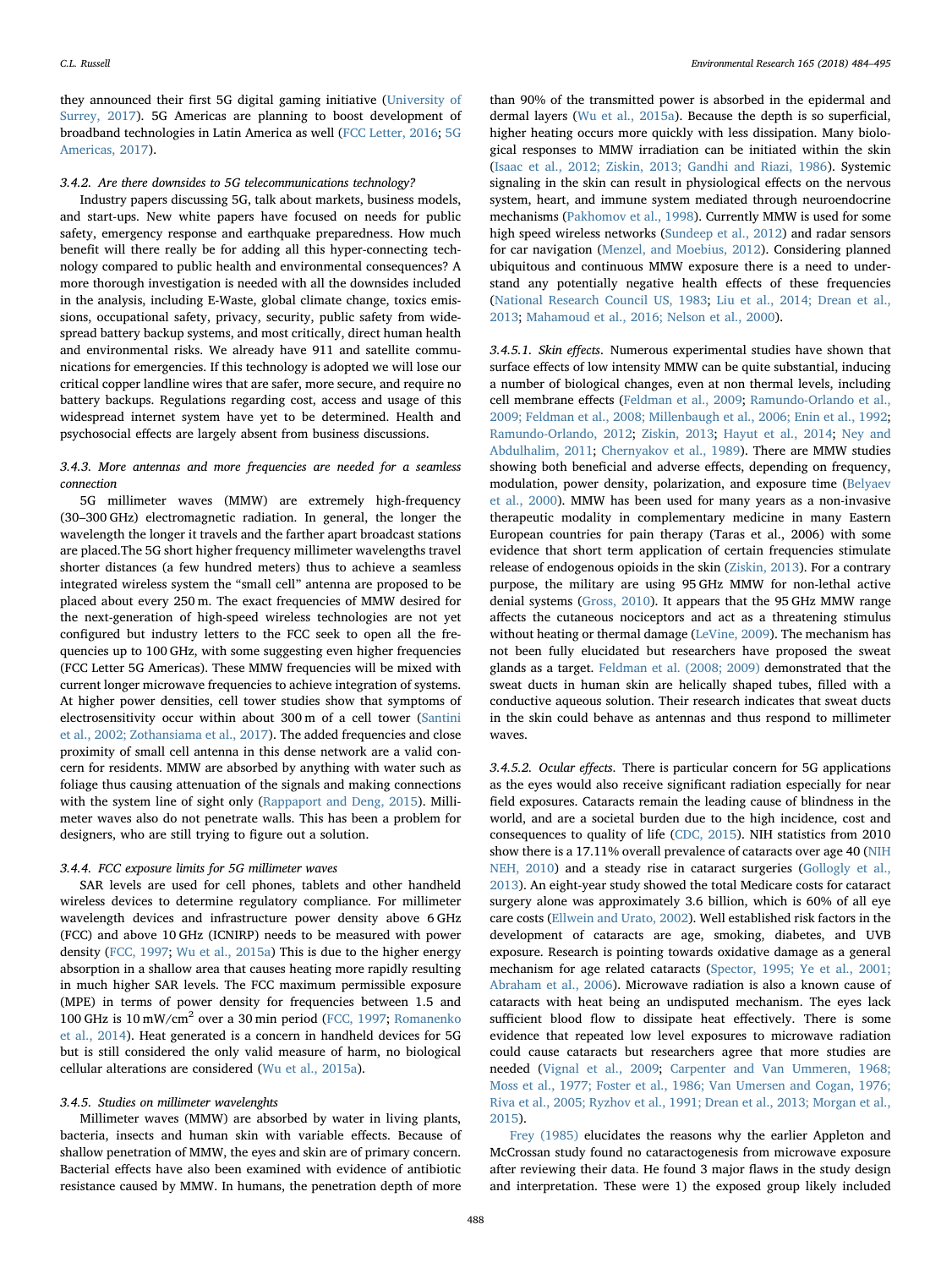they announced their first 5G digital gaming initiative (University of Surrey, 2017). 5G Americas are planning to boost development of broadband technologies in Latin America as well (FCC Letter, 2016; 5G Americas, 2017).

### 3.4.2. Are there downsides to 5G telecommunications technology?

Industry papers discussing 5G, talk about markets, business models, and start-ups. New white papers have focused on needs for public safety, emergency response and earthquake preparedness. How much benefit will there really be for adding all this hyper-connecting technology compared to public health and environmental consequences? A more thorough investigation is needed with all the downsides included in the analysis, including E-Waste, global climate change, toxics emissions, occupational safety, privacy, security, public safety from widespread battery backup systems, and most critically, direct human health and environmental risks. We already have 911 and satellite communications for emergencies. If this technology is adopted we will lose our critical copper landline wires that are safer, more secure, and require no battery backups. Regulations regarding cost, access and usage of this widespread internet system have yet to be determined. Health and psychosocial effects are largely absent from business discussions.

### 3.4.3. More antennas and more frequencies are needed for a seamless connection

5G millimeter waves (MMW) are extremely high-frequency (30–300 GHz) electromagnetic radiation. In general, the longer the wavelength the longer it travels and the farther apart broadcast stations are placed.The 5G short higher frequency millimeter wavelengths travel shorter distances (a few hundred meters) thus to achieve a seamless integrated wireless system the "small cell" antenna are proposed to be placed about every 250 m. The exact frequencies of MMW desired for the next-generation of high-speed wireless technologies are not yet configured but industry letters to the FCC seek to open all the frequencies up to 100 GHz, with some suggesting even higher frequencies (FCC Letter 5G Americas). These MMW frequencies will be mixed with current longer microwave frequencies to achieve integration of systems. At higher power densities, cell tower studies show that symptoms of electrosensitivity occur within about 300 m of a cell tower (Santini et al., 2002; Zothansiama et al., 2017). The added frequencies and close proximity of small cell antenna in this dense network are a valid concern for residents. MMW are absorbed by anything with water such as foliage thus causing attenuation of the signals and making connections with the system line of sight only (Rappaport and Deng, 2015). Millimeter waves also do not penetrate walls. This has been a problem for designers, who are still trying to figure out a solution.

### 3.4.4. FCC exposure limits for 5G millimeter waves

SAR levels are used for cell phones, tablets and other handheld wireless devices to determine regulatory compliance. For millimeter wavelength devices and infrastructure power density above 6 GHz (FCC) and above 10 GHz (ICNIRP) needs to be measured with power density (FCC, 1997; Wu et al., 2015a) This is due to the higher energy absorption in a shallow area that causes heating more rapidly resulting in much higher SAR levels. The FCC maximum permissible exposure (MPE) in terms of power density for frequencies between 1.5 and 100 GHz is 10 mW/cm$^2$ over a 30 min period (FCC, 1997; Romanenko et al., 2014). Heat generated is a concern in handheld devices for 5G but is still considered the only valid measure of harm, no biological cellular alterations are considered (Wu et al., 2015a).

### 3.4.5. Studies on millimeter wavelenghts

Millimeter waves (MMW) are absorbed by water in living plants, bacteria, insects and human skin with variable effects. Because of shallow penetration of MMW, the eyes and skin are of primary concern. Bacterial effects have also been examined with evidence of antibiotic resistance caused by MMW. In humans, the penetration depth of more than 90% of the transmitted power is absorbed in the epidermal and dermal layers (Wu et al., 2015a). Because the depth is so superficial, higher heating occurs more quickly with less dissipation. Many biological responses to MMW irradiation can be initiated within the skin (Isaac et al., 2012; Ziskin, 2013; Gandhi and Riazi, 1986). Systemic signaling in the skin can result in physiological effects on the nervous system, heart, and immune system mediated through neuroendocrine mechanisms (Pakhomov et al., 1998). Currently MMW is used for some high speed wireless networks (Sundeep et al., 2012) and radar sensors for car navigation (Menzel, and Moebius, 2012). Considering planned ubiquitous and continuous MMW exposure there is a need to understand any potentially negative health effects of these frequencies (National Research Council US, 1983; Liu et al., 2014; Drean et al., 2013; Mahamoud et al., 2016; Nelson et al., 2000).

#### 3.4.5.1. Skin effects.

Numerous experimental studies have shown that surface effects of low intensity MMW can be quite substantial, inducing a number of biological changes, even at non thermal levels, including cell membrane effects (Feldman et al., 2009; Ramundo-Orlando et al., 2009; Feldman et al., 2008; Millenbaugh et al., 2006; Enin et al., 1992; Ramundo-Orlando, 2012; Ziskin, 2013; Hayut et al., 2014; Ney and Abdulhalim, 2011; Chernyakov et al., 1989). There are MMW studies showing both beneficial and adverse effects, depending on frequency, modulation, power density, polarization, and exposure time (Belyaev et al., 2000). MMW has been used for many years as a non-invasive therapeutic modality in complementary medicine in many Eastern European countries for pain therapy (Taras et al., 2006) with some evidence that short term application of certain frequencies stimulate release of endogenous opioids in the skin (Ziskin, 2013). For a contrary purpose, the military are using 95 GHz MMW for non-lethal active denial systems (Gross, 2010). It appears that the 95 GHz MMW range affects the cutaneous nociceptors and act as a threatening stimulus without heating or thermal damage (LeVine, 2009). The mechanism has not been fully elucidated but researchers have proposed the sweat glands as a target. Feldman et al. (2008; 2009) demonstrated that the sweat ducts in human skin are helically shaped tubes, filled with a conductive aqueous solution. Their research indicates that sweat ducts in the skin could behave as antennas and thus respond to millimeter waves.

#### 3.4.5.2. Ocular effects.

There is particular concern for 5G applications as the eyes would also receive significant radiation especially for near field exposures. Cataracts remain the leading cause of blindness in the world, and are a societal burden due to the high incidence, cost and consequences to quality of life (CDC, 2015). NIH statistics from 2010 show there is a 17.11% overall prevalence of cataracts over age 40 (NIH NEH, 2010) and a steady rise in cataract surgeries (Gollogly et al., 2013). An eight-year study showed the total Medicare costs for cataract surgery alone was approximately 3.6 billion, which is 60% of all eye care costs (Ellwein and Urato, 2002). Well established risk factors in the development of cataracts are age, smoking, diabetes, and UVB exposure. Research is pointing towards oxidative damage as a general mechanism for age related cataracts (Spector, 1995; Ye et al., 2001; Abraham et al., 2006). Microwave radiation is also a known cause of cataracts with heat being an undisputed mechanism. The eyes lack sufficient blood flow to dissipate heat effectively. There is some evidence that repeated low level exposures to microwave radiation could cause cataracts but researchers agree that more studies are needed (Vignal et al., 2009; Carpenter and Van Ummeren, 1968; Moss et al., 1977; Foster et al., 1986; Van Umersen and Cogan, 1976; Riva et al., 2005; Ryzhov et al., 1991; Drean et al., 2013; Morgan et al., 2015).

Frey (1985) elucidates the reasons why the earlier Appleton and McCrossan study found no cataractogenesis from microwave exposure after reviewing their data. He found 3 major flaws in the study design and interpretation. These were 1) the exposed group likely included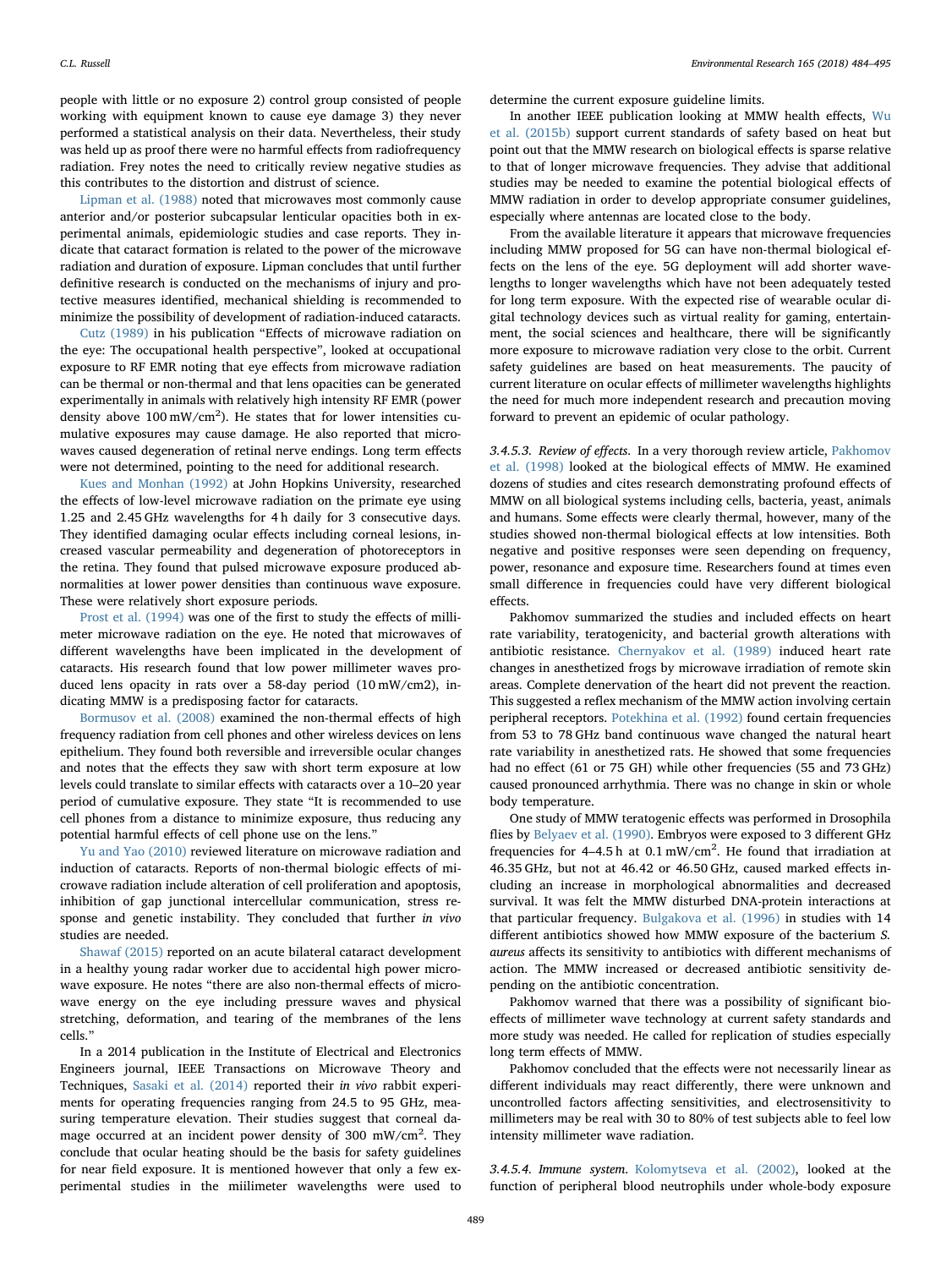people with little or no exposure 2) control group consisted of people working with equipment known to cause eye damage 3) they never performed a statistical analysis on their data. Nevertheless, their study was held up as proof there were no harmful effects from radiofrequency radiation. Frey notes the need to critically review negative studies as this contributes to the distortion and distrust of science.

Lipman et al. (1988) noted that microwaves most commonly cause anterior and/or posterior subcapsular lenticular opacities both in experimental animals, epidemiologic studies and case reports. They indicate that cataract formation is related to the power of the microwave radiation and duration of exposure. Lipman concludes that until further definitive research is conducted on the mechanisms of injury and protective measures identified, mechanical shielding is recommended to minimize the possibility of development of radiation-induced cataracts.

Cutz (1989) in his publication "Effects of microwave radiation on the eye: The occupational health perspective", looked at occupational exposure to RF EMR noting that eye effects from microwave radiation can be thermal or non-thermal and that lens opacities can be generated experimentally in animals with relatively high intensity RF EMR (power density above 100 mW/cm$^2$). He states that for lower intensities cumulative exposures may cause damage. He also reported that microwaves caused degeneration of retinal nerve endings. Long term effects were not determined, pointing to the need for additional research.

Kues and Monhan (1992) at John Hopkins University, researched the effects of low-level microwave radiation on the primate eye using 1.25 and 2.45 GHz wavelengths for 4 h daily for 3 consecutive days. They identified damaging ocular effects including corneal lesions, increased vascular permeability and degeneration of photoreceptors in the retina. They found that pulsed microwave exposure produced abnormalities at lower power densities than continuous wave exposure. These were relatively short exposure periods.

Prost et al. (1994) was one of the first to study the effects of millimeter microwave radiation on the eye. He noted that microwaves of different wavelengths have been implicated in the development of cataracts. His research found that low power millimeter waves produced lens opacity in rats over a 58-day period (10 mW/cm2), indicating MMW is a predisposing factor for cataracts.

Bormusov et al. (2008) examined the non-thermal effects of high frequency radiation from cell phones and other wireless devices on lens epithelium. They found both reversible and irreversible ocular changes and notes that the effects they saw with short term exposure at low levels could translate to similar effects with cataracts over a 10–20 year period of cumulative exposure. They state "It is recommended to use cell phones from a distance to minimize exposure, thus reducing any potential harmful effects of cell phone use on the lens."

Yu and Yao (2010) reviewed literature on microwave radiation and induction of cataracts. Reports of non-thermal biologic effects of microwave radiation include alteration of cell proliferation and apoptosis, inhibition of gap junctional intercellular communication, stress response and genetic instability. They concluded that further *in vivo* studies are needed.

Shawaf (2015) reported on an acute bilateral cataract development in a healthy young radar worker due to accidental high power microwave exposure. He notes "there are also non-thermal effects of microwave energy on the eye including pressure waves and physical stretching, deformation, and tearing of the membranes of the lens cells."

In a 2014 publication in the Institute of Electrical and Electronics Engineers journal, IEEE Transactions on Microwave Theory and Techniques, Sasaki et al. (2014) reported their *in vivo* rabbit experiments for operating frequencies ranging from 24.5 to 95 GHz, measuring temperature elevation. Their studies suggest that corneal damage occurred at an incident power density of 300 mW/cm$^2$. They conclude that ocular heating should be the basis for safety guidelines for near field exposure. It is mentioned however that only a few experimental studies in the miilimeter wavelengths were used to determine the current exposure guideline limits.

In another IEEE publication looking at MMW health effects, Wu et al. (2015b) support current standards of safety based on heat but point out that the MMW research on biological effects is sparse relative to that of longer microwave frequencies. They advise that additional studies may be needed to examine the potential biological effects of MMW radiation in order to develop appropriate consumer guidelines, especially where antennas are located close to the body.

From the available literature it appears that microwave frequencies including MMW proposed for 5G can have non-thermal biological effects on the lens of the eye. 5G deployment will add shorter wavelengths to longer wavelengths which have not been adequately tested for long term exposure. With the expected rise of wearable ocular digital technology devices such as virtual reality for gaming, entertainment, the social sciences and healthcare, there will be significantly more exposure to microwave radiation very close to the orbit. Current safety guidelines are based on heat measurements. The paucity of current literature on ocular effects of millimeter wavelengths highlights the need for much more independent research and precaution moving forward to prevent an epidemic of ocular pathology.

#### 3.4.5.3. Review of effects

In a very thorough review article, Pakhomov et al. (1998) looked at the biological effects of MMW. He examined dozens of studies and cites research demonstrating profound effects of MMW on all biological systems including cells, bacteria, yeast, animals and humans. Some effects were clearly thermal, however, many of the studies showed non-thermal biological effects at low intensities. Both negative and positive responses were seen depending on frequency, power, resonance and exposure time. Researchers found at times even small difference in frequencies could have very different biological effects.

Pakhomov summarized the studies and included effects on heart rate variability, teratogenicity, and bacterial growth alterations with antibiotic resistance. Chernyakov et al. (1989) induced heart rate changes in anesthetized frogs by microwave irradiation of remote skin areas. Complete denervation of the heart did not prevent the reaction. This suggested a reflex mechanism of the MMW action involving certain peripheral receptors. Potekhina et al. (1992) found certain frequencies from 53 to 78 GHz band continuous wave changed the natural heart rate variability in anesthetized rats. He showed that some frequencies had no effect (61 or 75 GH) while other frequencies (55 and 73 GHz) caused pronounced arrhythmia. There was no change in skin or whole body temperature.

One study of MMW teratogenic effects was performed in Drosophila flies by Belyaev et al. (1990). Embryos were exposed to 3 different GHz frequencies for 4–4.5 h at 0.1 mW/cm$^2$. He found that irradiation at 46.35 GHz, but not at 46.42 or 46.50 GHz, caused marked effects including an increase in morphological abnormalities and decreased survival. It was felt the MMW disturbed DNA-protein interactions at that particular frequency. Bulgakova et al. (1996) in studies with 14 different antibiotics showed how MMW exposure of the bacterium *S. aureus* affects its sensitivity to antibiotics with different mechanisms of action. The MMW increased or decreased antibiotic sensitivity depending on the antibiotic concentration.

Pakhomov warned that there was a possibility of significant bioeffects of millimeter wave technology at current safety standards and more study was needed. He called for replication of studies especially long term effects of MMW.

Pakhomov concluded that the effects were not necessarily linear as different individuals may react differently, there were unknown and uncontrolled factors affecting sensitivities, and electrosensitivity to millimeters may be real with 30 to 80% of test subjects able to feel low intensity millimeter wave radiation.

#### 3.4.5.4. Immune system

Kolomytseva et al. (2002), looked at the function of peripheral blood neutrophils under whole-body exposure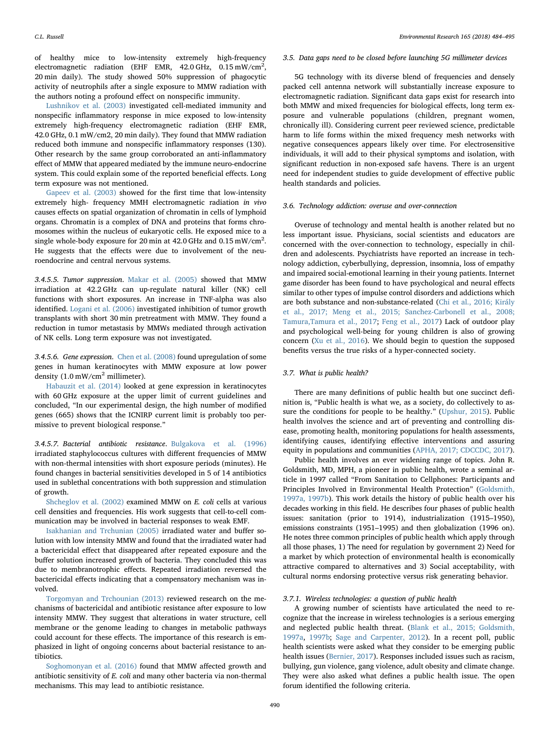of healthy mice to low-intensity extremely high-frequency electromagnetic radiation (EHF EMR, 42.0 GHz, 0.15 mW/cm$^2$, 20 min daily). The study showed 50% suppression of phagocytic activity of neutrophils after a single exposure to MMW radiation with the authors noting a profound effect on nonspecific immunity.

Lushnikov et al. (2003) investigated cell-mediated immunity and nonspecific inflammatory response in mice exposed to low-intensity extremely high-frequency electromagnetic radiation (EHF EMR, 42.0 GHz, 0.1 mW/cm2, 20 min daily). They found that MMW radiation reduced both immune and nonspecific inflammatory responses (130). Other research by the same group corroborated an anti-inflammatory effect of MMW that appeared mediated by the immune neuro-endocrine system. This could explain some of the reported beneficial effects. Long term exposure was not mentioned.

Gapeev et al. (2003) showed for the first time that low-intensity extremely high- frequency MMH electromagnetic radiation *in vivo* causes effects on spatial organization of chromatin in cells of lymphoid organs. Chromatin is a complex of DNA and proteins that forms chromosomes within the nucleus of eukaryotic cells. He exposed mice to a single whole-body exposure for 20 min at 42.0 GHz and 0.15 mW/cm$^2$. He suggests that the effects were due to involvement of the neuroendocrine and central nervous systems.

*3.4.5.5. Tumor suppression*. Makar et al. (2005) showed that MMW irradiation at 42.2 GHz can up-regulate natural killer (NK) cell functions with short exposures. An increase in TNF-alpha was also identified. Logani et al. (2006) investigated inhibition of tumor growth transplants with short 30 min pretreatment with MMW. They found a reduction in tumor metastasis by MMWs mediated through activation of NK cells. Long term exposure was not investigated.

*3.4.5.6. Gene expression*. Chen et al. (2008) found upregulation of some genes in human keratinocytes with MMW exposure at low power density (1.0 mW/cm$^2$ millimeter).

Habauzit et al. (2014) looked at gene expression in keratinocytes with 60 GHz exposure at the upper limit of current guidelines and concluded, "In our experimental design, the high number of modified genes (665) shows that the ICNIRP current limit is probably too permissive to prevent biological response."

*3.4.5.7. Bacterial antibiotic resistance*. Bulgakova et al. (1996) irradiated staphylococcus cultures with different frequencies of MMW with non-thermal intensities with short exposure periods (minutes). He found changes in bacterial sensitivities developed in 5 of 14 antibiotics used in sublethal concentrations with both suppression and stimulation of growth.

Shcheglov et al. (2002) examined MMW on *E. coli* cells at various cell densities and frequencies. His work suggests that cell-to-cell communication may be involved in bacterial responses to weak EMF.

Isakhanian and Trchunian (2005) irradiated water and buffer solution with low intensity MMW and found that the irradiated water had a bactericidal effect that disappeared after repeated exposure and the buffer solution increased growth of bacteria. They concluded this was due to membranotrophic effects. Repeated irradiation reversed the bactericidal effects indicating that a compensatory mechanism was involved.

Torgomyan and Trchounian (2013) reviewed research on the mechanisms of bactericidal and antibiotic resistance after exposure to low intensity MMW. They suggest that alterations in water structure, cell membrane or the genome leading to changes in metabolic pathways could account for these effects. The importance of this research is emphasized in light of ongoing concerns about bacterial resistance to antibiotics.

Soghomonyan et al. (2016) found that MMW affected growth and antibiotic sensitivity of *E. coli* and many other bacteria via non-thermal mechanisms. This may lead to antibiotic resistance.

### 3.5. Data gaps need to be closed before launching 5G millimeter devices

5G technology with its diverse blend of frequencies and densely packed cell antenna network will substantially increase exposure to electromagnetic radiation. Significant data gaps exist for research into both MMW and mixed frequencies for biological effects, long term exposure and vulnerable populations (children, pregnant women, chronically ill). Considering current peer reviewed science, predictable harm to life forms within the mixed frequency mesh networks with negative consequences appears likely over time. For electrosensitive individuals, it will add to their physical symptoms and isolation, with significant reduction in non-exposed safe havens. There is an urgent need for independent studies to guide development of effective public health standards and policies.

### 3.6. Technology addiction: overuse and over-connection

Overuse of technology and mental health is another related but no less important issue. Physicians, social scientists and educators are concerned with the over-connection to technology, especially in children and adolescents. Psychiatrists have reported an increase in technology addiction, cyberbullying, depression, insomnia, loss of empathy and impaired social-emotional learning in their young patients. Internet game disorder has been found to have psychological and neural effects similar to other types of impulse control disorders and addictions which are both substance and non-substance-related (Chi et al., 2016; Király et al., 2017; Meng et al., 2015; Sanchez-Carbonell et al., 2008; Tamura,Tamura et al., 2017; Feng et al., 2017) Lack of outdoor play and psychological well-being for young children is also of growing concern (Xu et al., 2016). We should begin to question the supposed benefits versus the true risks of a hyper-connected society.

### 3.7. What is public health?

There are many definitions of public health but one succinct definition is, "Public health is what we, as a society, do collectively to assure the conditions for people to be healthy." (Upshur, 2015). Public health involves the science and art of preventing and controlling disease, promoting health, monitoring populations for health assessments, identifying causes, identifying effective interventions and assuring equity in populations and communities (APHA, 2017; CDCCDC, 2017).

Public health involves an ever widening range of topics. John R. Goldsmith, MD, MPH, a pioneer in public health, wrote a seminal article in 1997 called "From Sanitation to Cellphones: Participants and Principles Involved in Environmental Health Protection" (Goldsmith, 1997a, 1997b). This work details the history of public health over his decades working in this field. He describes four phases of public health issues: sanitation (prior to 1914), industrialization (1915–1950), emissions constraints (1951–1995) and then globalization (1996 on). He notes three common principles of public health which apply through all those phases, 1) The need for regulation by government 2) Need for a market by which protection of environmental health is economically attractive compared to alternatives and 3) Social acceptability, with cultural norms endorsing protective versus risk generating behavior.

#### 3.7.1. Wireless technologies: a question of public health

A growing number of scientists have articulated the need to recognize that the increase in wireless technologies is a serious emerging and neglected public health threat. (Blank et al., 2015; Goldsmith, 1997a, 1997b; Sage and Carpenter, 2012). In a recent poll, public health scientists were asked what they consider to be emerging public health issues (Bernier, 2017). Responses included issues such as racism, bullying, gun violence, gang violence, adult obesity and climate change. They were also asked what defines a public health issue. The open forum identified the following criteria.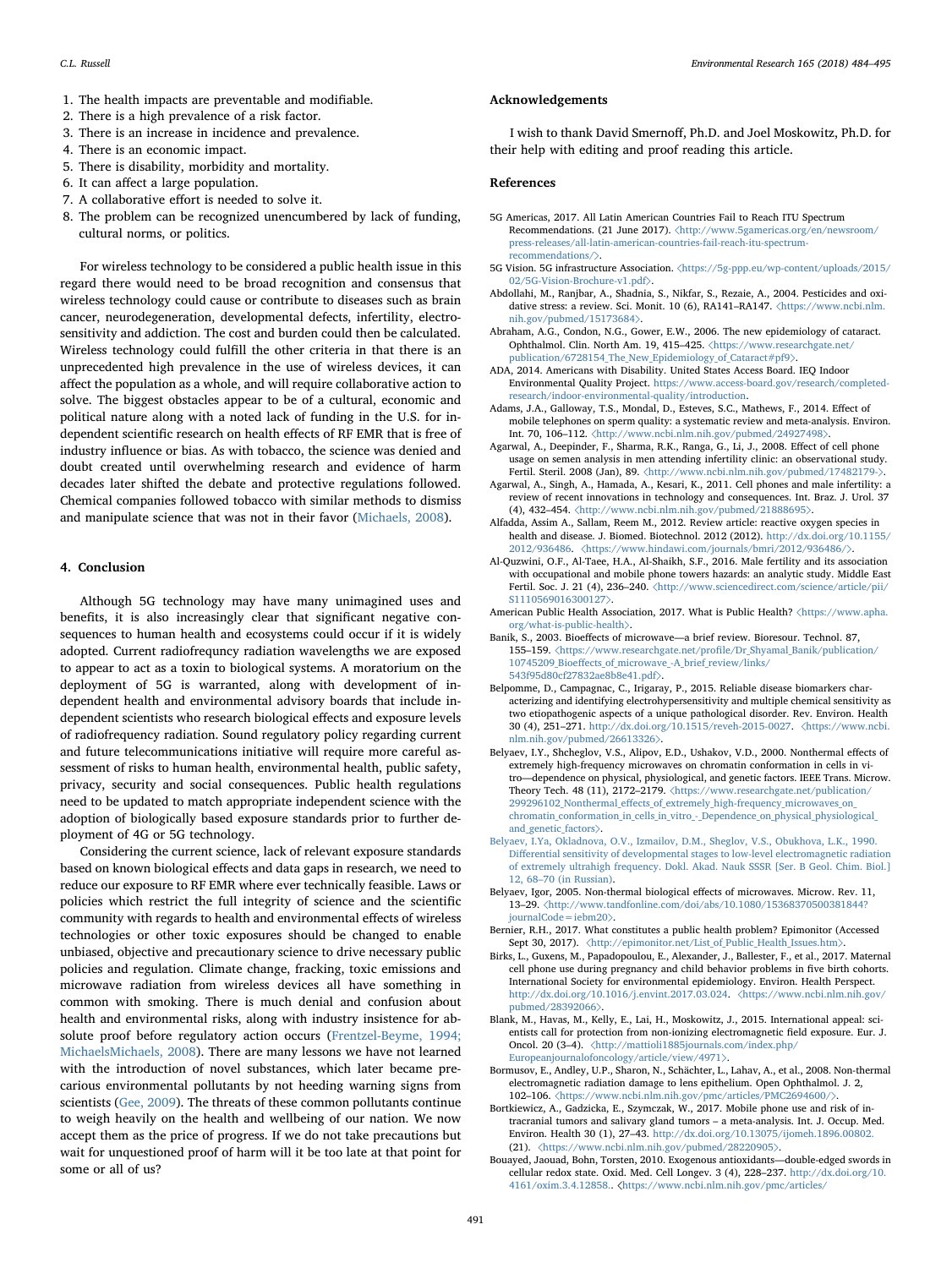1. The health impacts are preventable and modifiable.
2. There is a high prevalence of a risk factor.
3. There is an increase in incidence and prevalence.
4. There is an economic impact.
5. There is disability, morbidity and mortality.
6. It can affect a large population.
7. A collaborative effort is needed to solve it.
8. The problem can be recognized unencumbered by lack of funding, cultural norms, or politics.

For wireless technology to be considered a public health issue in this regard there would need to be broad recognition and consensus that wireless technology could cause or contribute to diseases such as brain cancer, neurodegeneration, developmental defects, infertility, electrosensitivity and addiction. The cost and burden could then be calculated. Wireless technology could fulfill the other criteria in that there is an unprecedented high prevalence in the use of wireless devices, it can affect the population as a whole, and will require collaborative action to solve. The biggest obstacles appear to be of a cultural, economic and political nature along with a noted lack of funding in the U.S. for independent scientific research on health effects of RF EMR that is free of industry influence or bias. As with tobacco, the science was denied and doubt created until overwhelming research and evidence of harm decades later shifted the debate and protective regulations followed. Chemical companies followed tobacco with similar methods to dismiss and manipulate science that was not in their favor (Michaels, 2008).

## 4. Conclusion

Although 5G technology may have many unimagined uses and benefits, it is also increasingly clear that significant negative consequences to human health and ecosystems could occur if it is widely adopted. Current radiofrequncy radiation wavelengths we are exposed to appear to act as a toxin to biological systems. A moratorium on the deployment of 5G is warranted, along with development of independent health and environmental advisory boards that include independent scientists who research biological effects and exposure levels of radiofrequency radiation. Sound regulatory policy regarding current and future telecommunications initiative will require more careful assessment of risks to human health, environmental health, public safety, privacy, security and social consequences. Public health regulations need to be updated to match appropriate independent science with the adoption of biologically based exposure standards prior to further deployment of 4G or 5G technology.

Considering the current science, lack of relevant exposure standards based on known biological effects and data gaps in research, we need to reduce our exposure to RF EMR where ever technically feasible. Laws or policies which restrict the full integrity of science and the scientific community with regards to health and environmental effects of wireless technologies or other toxic exposures should be changed to enable unbiased, objective and precautionary science to drive necessary public policies and regulation. Climate change, fracking, toxic emissions and microwave radiation from wireless devices all have something in common with smoking. There is much denial and confusion about health and environmental risks, along with industry insistence for absolute proof before regulatory action occurs (Frentzel-Beyme, 1994; MichaelsMichaels, 2008). There are many lessons we have not learned with the introduction of novel substances, which later became precarious environmental pollutants by not heeding warning signs from scientists (Gee, 2009). The threats of these common pollutants continue to weigh heavily on the health and wellbeing of our nation. We now accept them as the price of progress. If we do not take precautions but wait for unquestioned proof of harm will it be too late at that point for some or all of us?

## Acknowledgements

I wish to thank David Smernoff, Ph.D. and Joel Moskowitz, Ph.D. for their help with editing and proof reading this article.

## References

5G Americas, 2017. All Latin American Countries Fail to Reach ITU Spectrum Recommendations. (21 June 2017). 〈http://www.5gamericas.org/en/newsroom/press-releases/all-latin-american-countries-fail-reach-itu-spectrum-recommendations/〉.

5G Vision. 5G infrastructure Association. 〈https://5g-ppp.eu/wp-content/uploads/2015/02/5G-Vision-Brochure-v1.pdf〉.

Abdollahi, M., Ranjbar, A., Shadnia, S., Nikfar, S., Rezaie, A., 2004. Pesticides and oxidative stress: a review. Sci. Monit. 10 (6), RA141–RA147. 〈https://www.ncbi.nlm.nih.gov/pubmed/15173684〉.

Abraham, A.G., Condon, N.G., Gower, E.W., 2006. The new epidemiology of cataract. Ophthalmol. Clin. North Am. 19, 415–425. 〈https://www.researchgate.net/publication/6728154_The_New_Epidemiology_of_Cataract#pf9〉.

ADA, 2014. Americans with Disability. United States Access Board. IEQ Indoor Environmental Quality Project. https://www.access-board.gov/research/completed-research/indoor-environmental-quality/introduction.

Adams, J.A., Galloway, T.S., Mondal, D., Esteves, S.C., Mathews, F., 2014. Effect of mobile telephones on sperm quality: a systematic review and meta-analysis. Environ. Int. 70, 106–112. 〈http://www.ncbi.nlm.nih.gov/pubmed/24927498〉.

Agarwal, A., Deepinder, F., Sharma, R.K., Ranga, G., Li, J., 2008. Effect of cell phone usage on semen analysis in men attending infertility clinic: an observational study. Fertil. Steril. 2008 (Jan), 89. 〈http://www.ncbi.nlm.nih.gov/pubmed/17482179-〉.

Agarwal, A., Singh, A., Hamada, A., Kesari, K., 2011. Cell phones and male infertility: a review of recent innovations in technology and consequences. Int. Braz. J. Urol. 37 (4), 432–454. 〈http://www.ncbi.nlm.nih.gov/pubmed/21888695〉.

Alfadda, Assim A., Sallam, Reem M., 2012. Review article: reactive oxygen species in health and disease. J. Biomed. Biotechnol. 2012 (2012). http://dx.doi.org/10.1155/2012/936486. 〈https://www.hindawi.com/journals/bmri/2012/936486/〉.

Al-Quzwini, O.F., Al-Taee, H.A., Al-Shaikh, S.F., 2016. Male fertility and its association with occupational and mobile phone towers hazards: an analytic study. Middle East Fertil. Soc. J. 21 (4), 236–240. 〈http://www.sciencedirect.com/science/article/pii/S1110569016300127〉.

American Public Health Association, 2017. What is Public Health? 〈https://www.apha.org/what-is-public-health〉.

Banik, S., 2003. Bioeffects of microwave—a brief review. Bioresour. Technol. 87, 155–159. 〈https://www.researchgate.net/profile/Dr_Shyamal_Banik/publication/10745209_Bioeffects_of_microwave_-A_brief_review/links/543f95d80cf27832ae8b8e41.pdf〉.

Belpomme, D., Campagnac, C., Irigaray, P., 2015. Reliable disease biomarkers characterizing and identifying electrohypersensitivity and multiple chemical sensitivity as two etiopathogenic aspects of a unique pathological disorder. Rev. Environ. Health 30 (4), 251–271. http://dx.doi.org/10.1515/reveh-2015-0027. 〈https://www.ncbi.nlm.nih.gov/pubmed/26613326〉.

Belyaev, I.Y., Shcheglov, V.S., Alipov, E.D., Ushakov, V.D., 2000. Nonthermal effects of extremely high-frequency microwaves on chromatin conformation in cells in vitro—dependence on physical, physiological, and genetic factors. IEEE Trans. Microw. Theory Tech. 48 (11), 2172–2179. 〈https://www.researchgate.net/publication/299296102_Nonthermal_effects_of_extremely_high-frequency_microwaves_on_chromatin_conformation_in_cells_in_vitro_-_Dependence_on_physical_physiological_and_genetic_factors〉.

Belyaev, I.Ya, Okladnova, O.V., Izmailov, D.M., Sheglov, V.S., Obukhova, L.K., 1990. Differential sensitivity of developmental stages to low-level electromagnetic radiation of extremely ultrahigh frequency. Dokl. Akad. Nauk SSSR [Ser. B Geol. Chim. Biol.] 12, 68–70 (in Russian).

Belyaev, Igor, 2005. Non-thermal biological effects of microwaves. Microw. Rev. 11, 13–29. 〈http://www.tandfonline.com/doi/abs/10.1080/15368370500381844?journalCode=iebm20〉.

Bernier, R.H., 2017. What constitutes a public health problem? Epimonitor (Accessed Sept 30, 2017). 〈http://epimonitor.net/List_of_Public_Health_Issues.htm〉.

Birks, L., Guxens, M., Papadopoulou, E., Alexander, J., Ballester, F., et al., 2017. Maternal cell phone use during pregnancy and child behavior problems in five birth cohorts. International Society for environmental epidemiology. Environ. Health Perspect. http://dx.doi.org/10.1016/j.envint.2017.03.024. 〈https://www.ncbi.nlm.nih.gov/pubmed/28392066〉.

Blank, M., Havas, M., Kelly, E., Lai, H., Moskowitz, J., 2015. International appeal: scientists call for protection from non-ionizing electromagnetic field exposure. Eur. J. Oncol. 20 (3–4). 〈http://mattioli1885journals.com/index.php/Europeanjournalofoncology/article/view/4971〉.

Bormusov, E., Andley, U.P., Sharon, N., Schächter, L., Lahav, A., et al., 2008. Non-thermal electromagnetic radiation damage to lens epithelium. Open Ophthalmol. J. 2, 102–106. 〈https://www.ncbi.nlm.nih.gov/pmc/articles/PMC2694600/〉.

Bortkiewicz, A., Gadzicka, E., Szymczak, W., 2017. Mobile phone use and risk of intracranial tumors and salivary gland tumors – a meta-analysis. Int. J. Occup. Med. Environ. Health 30 (1), 27–43. http://dx.doi.org/10.13075/ijomeh.1896.00802. (21). 〈https://www.ncbi.nlm.nih.gov/pubmed/28220905〉.

Bouayed, Jaouad, Bohn, Torsten, 2010. Exogenous antioxidants—double-edged swords in cellular redox state. Oxid. Med. Cell Longev. 3 (4), 228–237. http://dx.doi.org/10.4161/oxim.3.4.12858.. 〈https://www.ncbi.nlm.nih.gov/pmc/articles/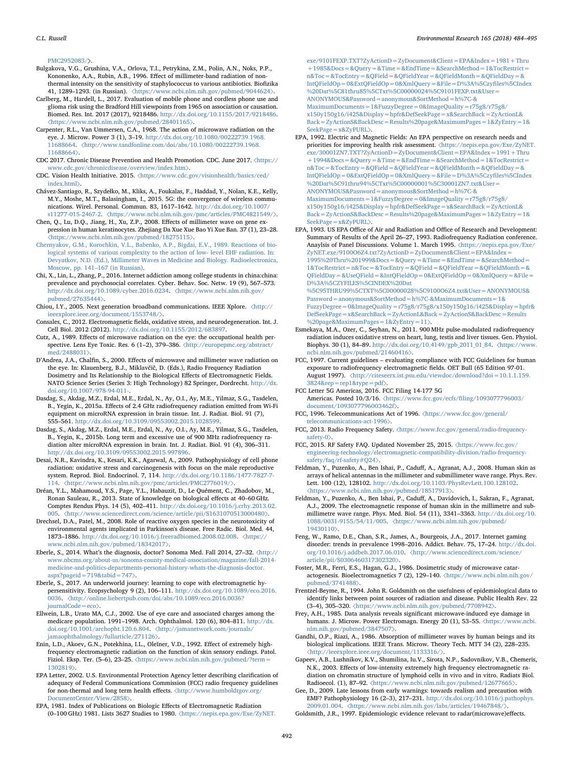PMC2952083/〉.

Bulgakova, V.G., Grushina, V.A., Orlova, T.I., Petrykina, Z.M., Polin, A.N., Noks, P.P., Kononenko, A.A., Rubin, A.B., 1996. Effect of millimeter-band radiation of nonthermal intensity on the sensitivity of staphylococcus to various antibiotics. Biofizika 41, 1289–1293. (in Russian). 〈https://www.ncbi.nlm.nih.gov/pubmed/9044624〉.

Carlberg, M., Hardell, L., 2017. Evaluation of mobile phone and cordless phone use and glioma risk using the Bradford Hill viewpoints from 1965 on association or causation. Biomed. Res. Int. 2017 (2017), 9218486. http://dx.doi.org/10.1155/2017/9218486. 〈https://www.ncbi.nlm.nih.gov/pubmed/28401165〉.

Carpenter, R.L., Van Ummersen, C.A., 1968. The action of microwave radiation on the eye. J. Microw. Power 3 (1), 3–19. http://dx.doi.org/10.1080/00222739.1968.11688664. 〈http://www.tandfonline.com/doi/abs/10.1080/00222739.1968.11688664〉.

CDC 2017. Chronic Disease Prevention and Health Promotion. CDC. June 2017. 〈https://www.cdc.gov/chronicdisease/overview/index.htm〉.

CDC. Vision Health Initiative. 2015. 〈https://www.cdc.gov/visionhealth/basics/ced/index.html〉.

Chávez-Santiago, R., Szydełko, M., Kliks, A., Foukalas, F., Haddad, Y., Nolan, K.E., Kelly, M.Y., Moshe, M.T., Balasingham, I., 2015. 5G: the convergence of wireless communications. Wirel. Personal. Commun. 83, 1617–1642. http://dx.doi.org/10.1007/s11277-015-2467-2. 〈https://www.ncbi.nlm.nih.gov/pmc/articles/PMC4821549/〉.

Chen, Q., Lu, D.Q., Jiang, H., Xu, Z.P., 2008. Effects of millimeter wave on gene expression in human keratinocytes. Zhejiang Da Xue Xue Bao Yi Xue Ban. 37 (1), 23–28. 〈https://www.ncbi.nlm.nih.gov/pubmed/18275115〉.

Chernyakov, G.M., Korochkin, V.L., Babenko, A.P., Bigdai, E.V., 1989. Reactions of biological systems of various complexity to the action of low- level EHF radiation. In: Devyatkov, N.D. (Ed.), Millimeter Waves in Medicine and Biology. Radioelectronica, Moscow, pp. 141–167 (in Russian).

Chi, X., Lin, L., Zhang, P., 2016. Internet addiction among college students in china:china: prevalence and psychosocial correlates. Cyber. Behav. Soc. Netw. 19 (9), 567–573. http://dx.doi.org/10.1089/cyber.2016.0234. 〈https://www.ncbi.nlm.nih.gov/pubmed/27635444〉.

Chiou, I.Y., 2005. Next generation broadband communications. IEEE Xplore. 〈http://ieeexplore.ieee.org/document/1553748/〉.

Consales, C., 2012. Electromagnetic fields, oxidative stress, and neurodegeneration. Int. J. Cell Biol. 2012 (2012). http://dx.doi.org/10.1155/2012/683897.

Cutz, A., 1989. Effects of microwave radiation on the eye: the occupational health perspective. Lens Eye Toxic. Res. 6 (1–2), 379–386. 〈http://europepmc.org/abstract/med/2488031〉.

D'Andrea, J.A., Chalfin, S., 2000. Effects of microwave and millimeter wave radiation on the eye. In: Klauenberg, B.J., Miklavčič, D. (Eds.), Radio Frequency Radiation Dosimetry and Its Relationship to the Biological Effects of Electromagnetic Fields. NATO Science Series (Series 3: High Technology) 82 Springer, Dordrecht. http://dx.doi.org/10.1007/978-94-011-.

Dasdag, S., Akdag, M.Z., Erdal, M.E., Erdal, N., Ay, O.I., Ay, M.E., Yilmaz, S.G., Tasdelen, B., Yegin, K., 2015a. Effects of 2.4 GHz radiofrequency radiation emitted from Wi-Fi equipment on microRNA expression in brain tissue. Int. J. Radiat. Biol. 91 (7), 555–561. http://dx.doi.org/10.3109/09553002.2015.1028599.

Dasdag, S., Akdag, M.Z., Erdal, M.E., Erdal, N., Ay, O.I., Ay, M.E., Yilmaz, S.G., Tasdelen, B., Yegin, K., 2015b. Long term and excessive use of 900 MHz radiofrequency radiation alter microRNA expression in brain. Int. J. Radiat. Biol. 91 (4), 306–311. http://dx.doi.org/10.3109/09553002.2015.997896.

Desai, N.R., Kavindra, K., Kesari, K.K., Agarwal, A., 2009. Pathophysiology of cell phone radiation: oxidative stress and carcinogenesis with focus on the male reproductive system. Reprod. Biol. Endocrinol. 7, 114. http://dx.doi.org/10.1186/1477-7827-7-114. 〈https://www.ncbi.nlm.nih.gov/pmc/articles/PMC2776019/〉.

Dréan, Y.L., Mahamoud, Y.S., Page, Y.L., Habauzit, D., Le Quément, C., Zhadobov, M., Ronan Sauleau, R., 2013. State of knowledge on biological effects at 40–60 GHz. Comptes Rendus Phys. 14 (5), 402–411. http://dx.doi.org/10.1016/j.crhy.2013.02.005. 〈http://www.sciencedirect.com/science/article/pii/S1631070513000480〉.

Drechsel, D.A., Patel, M., 2008. Role of reactive oxygen species in the neurotoxicity of environmental agents implicated in Parkinson's disease. Free Radic. Biol. Med. 44, 1873–1886. http://dx.doi.org/10.1016/j.freeradbiomed.2008.02.008. 〈https://www.ncbi.nlm.nih.gov/pubmed/18342017〉.

Eberle, S., 2014. What's the diagnosis, doctor? Sonoma Med. Fall 2014, 27–32. 〈http://www.nbcms.org/about-us/sonoma-county-medical-association/magazine/fall-2014-medicine-and-politics-departments-personal-history-whats-the-diagnosis-doctor.aspx?pageid=719&tabid=747〉.

Eberle, S., 2017. An underworld journey: learning to cope with electromagnetic hypersensitivity. Ecopsychology 9 (2), 106–111. http://dx.doi.org/10.1089/eco.2016.0036. 〈http://online.liebertpub.com/doi/abs/10.1089/eco.2016.0036?journalCode=eco〉.

Ellwein, L.B., Urato MA, C.J., 2002. Use of eye care and associated charges among the medicare population. 1991–1998. Arch. Ophthalmol. 120 (6), 804–811. http://dx.doi.org/10.1001/archopht.120.6.804. 〈http://jamanetwork.com/journals/jamaophthalmology/fullarticle/271126〉.

Enin, L.D., Akoev, G.N., Potekhina, I.L., Oleĭner, V.D., 1992. Effect of extremely high-frequency electromagnetic radiation on the function of skin sensory endings. Patol. Fiziol. Eksp. Ter. (5–6), 23–25. 〈https://www.ncbi.nlm.nih.gov/pubmed/?term=1302819〉.

EPA Letter, 2002. U.S. Environmental Protection Agency letter describing clarification of adequacy of Federal Communications Commission (FCC) radio frequency guidelines for non-thermal and long term health effects. 〈http://www.humboldtgov.org/DocumentCenter/View/2858〉.

EPA, 1981. Index of Publications on Biologic Effects of Electromagnetic Radiation (0–100 GHz) 1981. Lists 3627 Studies to 1980. 〈https://nepis.epa.gov/Exe/ZyNET.exe/9101FEXP.TXT?ZyActionD=ZyDocument&Client=EPA&Index=1981+Thru+1985&Docs=&Query=&Time=&EndTime=&SearchMethod=1&TocRestrict=n&Toc=&TocEntry=&QField=&QFieldYear=&QFieldMonth=&QFieldDay=&IntQFieldOp=0&ExtQFieldOp=0&XmlQuery=&File=D%3A%5Czyfiles%5CIndex%20Data%5C81thru85%5CTxt%5C00000024%5C9101FEXP.txt&User=ANONYMOUS&Password=anonymous&SortMethod=h%7C-&MaximumDocuments=1&FuzzyDegree=0&ImageQuality=r75g8/r75g8/x150y150g16/i425&Display=hpfr&DefSeekPage=x&SearchBack=ZyActionL&Back=ZyActionS&BackDesc=Results%20page&MaximumPages=1&ZyEntry=1&SeekPage=x&ZyPURL〉.

EPA, 1992. Electric and Magnetic Fields: An EPA perspective on research needs and priorities for improving health risk assessment. 〈https://nepis.epa.gov/Exe/ZyNET.exe/30001ZN7.TXT?ZyActionD=ZyDocument&Client=EPA&Index=1991+Thru+1994&Docs=&Query=&Time=&EndTime=&SearchMethod=1&TocRestrict=n&Toc=&TocEntry=&QField=&QFieldYear=&QFieldMonth=&QFieldDay=&IntQFieldOp=0&ExtQFieldOp=0&XmlQuery=&File=D%3A%5Czyfiles%5CIndex%20Data%5C91thru94%5CTxt%5C00000001%5C30001ZN7.txt&User=ANONYMOUS&Password=anonymous&SortMethod=h%7C-&MaximumDocuments=1&FuzzyDegree=0&ImageQuality=r75g8/r75g8/x150y150g16/i425&Display=hpfr&DefSeekPage=x&SearchBack=ZyActionL&Back=ZyActionS&BackDesc=Results%20page&MaximumPages=1&ZyEntry=1&SeekPage=x&ZyPURL〉.

EPA, 1993. US EPA Office of Air and Radiation and Office of Research and Development: Summary of Results of the April 26–27, 1993. Radiofrequency Radiation conference. Aanalysis of Panel Discussions. Volume 1. March 1995. 〈https://nepis.epa.gov/Exe/ZyNET.exe/9100O6Z4.txt?ZyActionD=ZyDocument&Client=EPA&Index=1995%20Thru%201999&Docs=&Query=&Time=&EndTime=&SearchMethod=1&TocRestrict=n&Toc=&TocEntry=&QField=&QFieldYear=&QFieldMonth=&QFieldDay=&UseQField=&IntQFieldOp=0&ExtQFieldOp=0&XmlQuery=&File=D%3A%5CZYFILES%5CINDEX%20DAT%5C95THRU99%5CTXT%5C00000028%5C9100O6Z4.txt&User=ANONYMOUS&Password=anonymous&SortMethod=h%7C-&MaximumDocuments=1&FuzzyDegree=0&ImageQuality=r75g8/r75g8/x150y150g16/i425&Display=hpfr&DefSeekPage=x&SearchBack=ZyActionL&Back=ZyActionS&BackDesc=Results%20page&MaximumPages=1&ZyEntry=11〉.

Esmekaya, M.A., Ozer, C., Seyhan, N., 2011. 900 MHz pulse-modulated radiofrequency radiation induces oxidative stress on heart, lung, testis and liver tissues. Gen. Physiol. Biophys. 30 (1), 84–89. http://dx.doi.org/10.4149/gpb_2011_01_84. 〈https://www.ncbi.nlm.nih.gov/pubmed/21460416〉.

FCC, 1997. Current guidelines – evaluating compliance with FCC Guidelines for human exposure to radiofrequency electromagnetic fields. OET Bull (65 Edition 97-01. August 1997). 〈http://citeseerx.ist.psu.edu/viewdoc/download?doi=10.1.1.159.3824&rep=rep1&type=pdf〉.

FCC Letter 5G Americas, 2016. FCC Filing 14-177 5G Americas. Posted 10/3/16. 〈https://www.fcc.gov/ecfs/filing/1093077796003/document/10930777960034​62f〉.

FCC, 1996. Telecommunications Act of 1996. 〈https://www.fcc.gov/general/telecommunications-act-1996〉.

FCC, 2013. Radio Frequency Safety. 〈https://www.fcc.gov/general/radio-frequency-safety-0〉.

FCC, 2015. RF Safety FAQ. Updated November 25, 2015. 〈https://www.fcc.gov/engineering-technology/electromagnetic-compatibility-division/radio-frequency-safety/faq/rf-safety#Q24〉.

Feldman, Y., Puzenko, A., Ben Ishai, P., Caduff, A., Agranat, A.J., 2008. Human skin as arrays of helical antennas in the millimeter and submillimeter wave range. Phys. Rev. Lett. 100 (12), 128102. http://dx.doi.org/10.1103/PhysRevLett.100.128102. 〈https://www.ncbi.nlm.nih.gov/pubmed/18517913〉.

Feldman, Y., Puzenko, A., Ben Ishai, P., Caduff, A., Davidovich, I., Sakran, F., Agranat, A.J., 2009. The electromagnetic response of human skin in the millimetre and submillimetre wave range. Phys. Med. Biol. 54 (11), 3341–3363. http://dx.doi.org/10.1088/0031-9155/54/11/005. 〈https://www.ncbi.nlm.nih.gov/pubmed/19430110〉.

Feng, W., Ramo, D.E., Chan, S.R., James, A., Bourgeois, J.A., 2017. Internet gaming disorder: trends in prevalence 1998–2016. Addict. Behav. 75, 17–24. http://dx.doi.org/10.1016/j.addbeh.2017.06.010. 〈http://www.sciencedirect.com/science/article/pii/S0306460317302320〉.

Foster, M.R., Ferri, E.S., Hagan, G.J., 1986. Dosimetric study of microwave cataractogenesis. Bioelectromagnetics 7 (2), 129–140. 〈https://www.ncbi.nlm.nih.gov/pubmed/3741488〉.

Frentzel-Beyme, R., 1994. John R. Goldsmith on the usefulness of epidemiological data to identify links between point sources of radiation and disease. Public Health Rev. 22 (3–4), 305–320. 〈https://www.ncbi.nlm.nih.gov/pubmed/7708942〉.

Frey, A.H., 1985. Data analysis reveals significant microwave-induced eye damage in humans. J. Microw. Power Electromagn. Energy 20 (1), 53–55. 〈https://www.ncbi.nlm.nih.gov/pubmed/3847507〉.

Gandhi, O.P., Riazi, A., 1986. Absorption of millimeter waves by human beings and its biological implications. IEEE Trans. Microw. Theory Tech. MTT 34 (2), 228–235. 〈http://ieeexplore.ieee.org/document/1133316/〉.

Gapeev, A.B., Lushnikov, K.V., Shumilina, Iu.V., Sirota, N.P., Sadovnikov, V.B., Chemeris, N.K., 2003. Effects of low-intensity extremely high frequency electromagnetic radiation on chromatin structure of lymphoid cells in vivo and in vitro. Radiats Biol. Radioecol. (1), 87–92. 〈https://www.ncbi.nlm.nih.gov/pubmed/12677665〉.

Gee, D., 2009. Late lessons from early warnings: towards realism and precaution with EMF? Pathophysiology 16 (2–3), 217–231. http://dx.doi.org/10.1016/j.pathophys.2009.01.004. 〈https://www.ncbi.nlm.nih.gov/labs/articles/19467848/〉.

Goldsmith, J.R., 1997. Epidemiologic evidence relevant to radar(microwave)effects.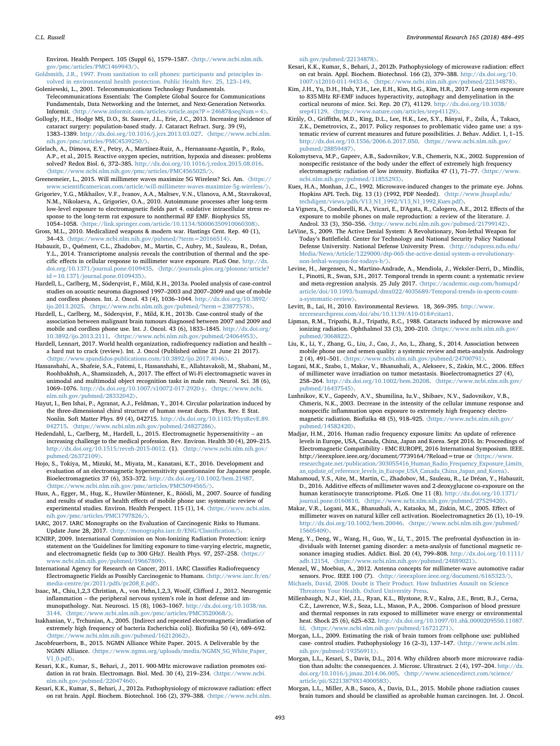Environ. Health Perspect. 105 (Suppl 6), 1579–1587. ⟨http://www.ncbi.nlm.nih.gov/pmc/articles/PMC1469943/⟩.

Goldsmith, J.R., 1997. From sanitation to cell phones: participants and principles in-volved in environmental health protection. Public Health Rev. 25, 123–149.

Goleniewski, L., 2001. Telecommunications Technology Fundamentals. Telecommunications Essentials: The Complete Global Source for Communications Fundamentals, Data Networking and the Internet, and Next-Generation Networks. Informit. ⟨http://www.informit.com/articles/article.aspx?P=24687&seqNum=4⟩.

Gollogly, H.E., Hodge MS, D.O., St. Sauver, J.L., Erie, J.C., 2013. Increasing incidence of cataract surgery: population-based study. J. Cataract Refract. Surg. 39 (9), 1383–1389. http://dx.doi.org/10.1016/j.jcrs.2013.03.027. ⟨https://www.ncbi.nlm.nih.gov/pmc/articles/PMC4539250/⟩.

Görlach, A., Dimova, E.Y., Petry, A., Martínez-Ruiz, A., Hernansanz-Agustín, P., Rolo, A.P., et al., 2015. Reactive oxygen species, nutrition, hypoxia and diseases: problems solved? Redox Biol. 6, 372–385. http://dx.doi.org/10.1016/j.redox.2015.08.016. ⟨https://www.ncbi.nlm.nih.gov/pmc/articles/PMC4565025/⟩.

Greenemeier, L., 2015. Will millimeter waves maximize 5G Wireless? Sci. Am. ⟨https://www.scientificamerican.com/article/will-millimeter-waves-maximize-5g-wireless/⟩.

Grigoriev, Y.G., Mikhailov, V.F., Ivanov, A.A., Maltsev, V.N., Ulanova, A.M., StavrakovaI, N.M., Nikolaeva, A., Grigoriev, O.A., 2010. Autoimmune processes after long-term low-level exposure to electromagnetic fields part 4. oxidative intracellular stress response to the long-term rat exposure to nonthermal RF EMF. Biophysics 55, 1054–1058. ⟨https://link.springer.com/article/10.1134/S0006350910060308⟩.

Gross, M.L., 2010. Medicalized weapons & modern war. Hastings Cent. Rep. 40 (1), 34–43. ⟨https://www.ncbi.nlm.nih.gov/pubmed/?term=20166514⟩.

Habauzit, D., Quément, C.L., Zhadobov, M., Martin, C., Aubry, M., Sauleau, R., Dréan, Y.L., 2014. Transcriptome analysis reveals the contribution of thermal and the specific effects in cellular response to millimeter wave exposure. PLoS One. http://dx.doi.org/10.1371/journal.pone.0109435. ⟨http://journals.plos.org/plosone/article?id=10.1371/journal.pone.0109435⟩.

Hardell, L., Carlberg, M., Söderqvist, F., Mild, K.H., 2013a. Pooled analysis of case-control studies on acoustic neuroma diagnosed 1997–2003 and 2007–2009 and use of mobile and cordless phones. Int. J. Oncol. 43 (4), 1036–1044. http://dx.doi.org/10.3892/ijo.2013.2025. ⟨https://www.ncbi.nlm.nih.gov/pubmed/?term=23877578⟩.

Hardell, L., Carlberg, M., Söderqvist, F., Mild, K.H., 2013b. Case-control study of the association between malignant brain tumours diagnosed between 2007 and 2009 and mobile and cordless phone use. Int. J. Oncol. 43 (6), 1833–1845. http://dx.doi.org/10.3892/ijo.2013.2111. ⟨https://www.ncbi.nlm.nih.gov/pubmed/24064953⟩.

Hardell, Lennart, 2017. World health organization, radiofrequency radiation and health – a hard nut to crack (review). Int. J. Oncol (Published online 21 June 21 2017). ⟨https://www.spandidos-publications.com/10.3892/ijo.2017.4046⟩.

Hassanshahi, A., Shafeie, S.A., Fatemi, I., Hassanshahi, E., Allahtavakoli, M., Shabani, M., Roohbakhsh, A., Shamsizadeh, A., 2017. The effect of Wi-Fi electromagnetic waves in unimodal and multimodal object recognition tasks in male rats. Neurol. Sci. 38 (6), 1069–1076. http://dx.doi.org/10.1007/s10072-017-2920-y. ⟨https://www.ncbi.nlm.nih.gov/pubmed/28332042⟩.

Hayut, I., Ben Ishai, P., Agranat, A.J., Feldman, Y., 2014. Circular polarization induced by the three-dimensional chiral structure of human sweat ducts. Phys. Rev. E Stat. Nonlin. Soft Matter Phys. 89 (4), 042715. http://dx.doi.org/10.1103/PhysRevE.89.042715. ⟨https://www.ncbi.nlm.nih.gov/pubmed/24827286⟩.

Hedendahl, L., Carlberg, M., Hardell, L., 2015. Electromagnetic hypersensitivity – an increasing challenge to the medical profession. Rev. Environ. Health 30 (4), 209–215. http://dx.doi.org/10.1515/reveh-2015-0012. (1). ⟨http://www.ncbi.nlm.nih.gov/pubmed/26372109⟩.

Hojo, S., Tokiya, M., Mizuki, M., Miyata, M., Kanatani, K.T., 2016. Development and evaluation of an electromagnetic hypersensitivity questionnaire for Japanese people. Bioelectromagnetics 37 (6), 353–372. http://dx.doi.org/10.1002/bem.21987. ⟨https://www.ncbi.nlm.nih.gov/pmc/articles/PMC5094565/⟩.

Huss, A., Egger, M., Hug, K., Huwiler-Müntener, K., Röösli, M., 2007. Source of funding and results of studies of health effects of mobile phone use: systematic review of experimental studies. Environ. Health Perspect. 115 (1), 14. ⟨https://www.ncbi.nlm.nih.gov/pmc/articles/PMC1797826/⟩.

IARC, 2017. IARC Monographs on the Evaluation of Carcinogenic Risks to Humans. Update June 28, 2017. ⟨http://monographs.iarc.fr/ENG/Classification/⟩.

ICNIRP, 2009. International Commission on Non-Ionizing Radiation Protection: icnirp statement on the 'Guidelines for limiting exposure to time-varying electric, magnetic, and electromagnetic fields (up to 300 GHz)'. Health Phys. 97, 257–258. ⟨https://www.ncbi.nlm.nih.gov/pubmed/19667809⟩.

International Agency for Research on Cancer, 2011. IARC Classifies Radiofrequency Electromagnetic Fields as Possibly Carcinogenic to Humans. ⟨http://www.iarc.fr/en/media-centre/pr/2011/pdfs/pr208_E.pdf⟩.

Isaac, M., Chiu,1,2,3 Christian, A., von Hehn,1,2,3, Woolf, Clifford J., 2012. Neurogenic inflammation – the peripheral nervous system's role in host defense and immunopathology. Nat. Neurosci. 15 (8), 1063–1067. http://dx.doi.org/10.1038/nn.3144. ⟨https://www.ncbi.nlm.nih.gov/pmc/articles/PMC3520068/⟩.

Isakhanian, V., Trchunian, A., 2005. [Indirect and repeated electromagnetic irradiation of extremely high frequency of bacteria Escherichia coli]. Biofizika 50 (4), 689–692. ⟨https://www.ncbi.nlm.nih.gov/pubmed/16212062⟩.

Jacobfeuerborn, B., 2015. NGMN Alliance White Paper. 2015. A Deliverable by the NGMN Alliance. ⟨https://www.ngmn.org/uploads/media/NGMN_5G_White_Paper_V1_0.pdf⟩.

Kesari, K.K., Kumar, S., Behari, J., 2011. 900-MHz microwave radiation promotes oxidation in rat brain. Electromagn. Biol. Med. 30 (4), 219–234. ⟨https://www.ncbi.nlm.nih.gov/pubmed/22047460⟩.

Kesari, K.K., Kumar, S., Behari, J., 2012a. Pathophysiology of microwave radiation: effect on rat brain. Appl. Biochem. Biotechnol. 166 (2), 379–388. ⟨https://www.ncbi.nlm.nih.gov/pubmed/22134878⟩.

Kesari, K.K., Kumar, S., Behari, J., 2012b. Pathophysiology of microwave radiation: effect on rat brain. Appl. Biochem. Biotechnol. 166 (2), 379–388. http://dx.doi.org/10.1007/s12010-011-9433-6. ⟨https://www.ncbi.nlm.nih.gov/pubmed/22134878⟩.

Kim, J.H., Yu, D.H., Huh, Y.H., Lee, E.H., Kim, H.G., Kim, H.R., 2017. Long-term exposure to 835 MHz RF-EMF induces hyperactivity, autophagy and demyelination in the cortical neurons of mice. Sci. Rep. 20 (7), 41129. http://dx.doi.org/10.1038/srep41129. ⟨https://www.nature.com/articles/srep41129⟩.

Király, O., Griffiths, M.D., King, D.L., Lee, H.K., Lee, S.Y., Bányai, F., Zsila, Á., Takacs, Z.K., Demetrovics, Z., 2017. Policy responses to problematic video game use: a systematic review of current measures and future possibilities. J. Behav. Addict. 1, 1–15. http://dx.doi.org/10.1556/2006.6.2017.050. ⟨https://www.ncbi.nlm.nih.gov/pubmed/28859487⟩.

Kolomytseva, M.P., Gapeev, A.B., Sadovnikov, V.B., Chemeris, N.K., 2002. Suppression of nonspecific resistance of the body under the effect of extremely high frequency electromagnetic radiation of low intensity. Biofizika 47 (1), 71–77. ⟨https://www.ncbi.nlm.nih.gov/pubmed/11855293⟩.

Kues, H.A., Monhan, J.C., 1992. Microwave-induced changes to the primate eye. Johns. Hopkins APL Tech. Dig. 13 (1) (1992, PDF Needed). ⟨http://www.jhuapl.edu/techdigest/views/pdfs/V13_N1_1992/V13_N1_1992_Kues.pdf⟩.

La Vignera, S., Condorelli, R.A., Vicari, E., D'Agata, R., Calogero, A.E., 2012. Effects of the exposure to mobile phones on male reproduction: a review of the literature. J. Androl. 33 (3), 350–356. ⟨http://www.ncbi.nlm.nih.gov/pubmed/21799142⟩.

LeVine, S., 2009. The Active Denial System: A Revolutionary, Non-lethal Weapon for Today's Battlefield. Center for Technology and National Security Policy National Defense University. National Defense University Press. ⟨http://ndupress.ndu.edu/Media/News/Article/1229000/dtp-065-the-active-denial-system-a-revolutionary-non-lethal-weapon-for-todays-b/⟩.

Levine, H., Jørgensen, N., Martino-Andrade, A., Mendiola, J., Weksler-Derri, D., Mindlis, I., Pinotti, R., Swan, S.H., 2017. Temporal trends in sperm count: a systematic review and meta-regression analysis. 25 July 2017. ⟨https://academic.oup.com/humupd/article-doi/10.1093/humupd/dmx022/4035689/Temporal-trends-in-sperm-count-a-systematic-review⟩.

Levitt, B., Lai, H., 2010. Environmental Reviews. 18, 369–395. http://www.nrcresearchpress.com/doi/abs/10.1139/A10-018#citart1.

Lipman, R.M., Tripathi, B.J., Tripathi, R.C., 1988. Cataracts induced by microwave and ionizing radiation. Ophthalmol 33 (3), 200–210. ⟨https://www.ncbi.nlm.nih.gov/pubmed/3068822⟩.

Liu, K., Li, Y., Zhang, G., Liu, J., Cao, J., Ao, L., Zhang, S., 2014. Association between mobile phone use and semen quality: a systemic review and meta-analysis. Andrology 2 (4), 491–501. ⟨https://www.ncbi.nlm.nih.gov/pubmed/24700791⟩.

Logani, M.K., Szabo, I., Makar, V., Bhanushali, A., Alekseev, S., Ziskin, M.C., 2006. Effect of millimeter wave irradiation on tumor metastasis. Bioelectromagnetics 27 (4), 258–264. http://dx.doi.org/10.1002/bem.20208. ⟨https://www.ncbi.nlm.nih.gov/pubmed/16437545⟩.

Lushnikov, K.V., Gapeev, A.V., Shumilina, Iu.V., Shibaev, N.V., Sadovnikov, V.B., Chmeris, N.K., 2003. Decrease in the intensity of the cellular immune response and nonspecific inflammation upon exposure to extremely high frequency electromagnetic radiation. Biofizika 48 (5), 918–925. ⟨https://www.ncbi.nlm.nih.gov/pubmed/14582420⟩.

Madjar, H.M., 2016. Human radio frequency exposure limits: An update of reference levels in Europe, USA, Canada, China, Japan and Korea. Sept 2016. In: Proceedings of Electromagnetic Compatibility - EMC EUROPE, 2016 International Symposium. IEEE. http://ieeexplore.ieee.org/document/7739164/?Reload=true or ⟨https://www.researchgate.net/publication/303055416_Human_Radio_Frequency_Exposure_Limits_an_update_of_reference_levels_in_Europe_USA_Canada_China_Japan_and_Korea⟩.

Mahamoud, Y.S., Aite, M., Martin, C., Zhadobov, M., Sauleau, R., Le Dréan, Y., Habauzit, D., 2016. Additive effects of millimeter waves and 2-deoxyglucose co-exposure on the human keratinocyte transcriptome. PLoS. One 11 (8). http://dx.doi.org/10.1371/journal.pone.0160810. ⟨https://www.ncbi.nlm.nih.gov/pubmed/27529420⟩.

Makar, V.R., Logani, M.K., Bhanushali, A., Kataoka, M., Ziskin, M.C., 2005. Effect of millimeter waves on natural killer cell activation. Bioelectromagnetics 26 (1), 10–19. http://dx.doi.org/10.1002/bem.20046. ⟨https://www.ncbi.nlm.nih.gov/pubmed/15605409⟩.

Meng, Y., Deng, W., Wang, H., Guo, W., Li, T., 2015. The prefrontal dysfunction in individuals with Internet gaming disorder: a meta-analysis of functional magnetic resonance imaging studies. Addict. Biol. 20 (4), 799–808. http://dx.doi.org/10.1111/adb.12154. ⟨https://www.ncbi.nlm.nih.gov/pubmed/24889021⟩.

Menzel, W., Moebius, A., 2012. Antenna concepts for millimeter-wave automotive radar sensors. Proc. IEEE 100 (7). ⟨http://ieeexplore.ieee.org/document/6165323/⟩.

Michaels, David, 2008. Doubt is Their Product. How Industries Assault on Science Threatens Your Health. Oxford University Press.

Millenbaugh, N.J., Kiel, J.L., Ryan, K.L., Blystone, R.V., Kalns, J.E., Brott, B.J., Cerna, C.Z., Lawrence, W.S., Soza, L.L., Mason, P.A., 2006. Comparison of blood pressure and thermal responses in rats exposed to millimeter wave energy or environmental heat. Shock 25 (6), 625–632. http://dx.doi.org/10.1097/01.shk.0000209550.11087.fd. ⟨https://www.ncbi.nlm.nih.gov/pubmed/16721271⟩.

Morgan, L.L., 2009. Estimating the risk of brain tumors from cellphone use: published case- control studies. Pathophysiology 16 (2–3), 137–147. ⟨http://www.ncbi.nlm.nih.gov/pubmed/19356911⟩.

Morgan, L.L., Kesari, S., Davis, D.L., 2014. Why children absorb more microwave radiation than adults: the consequences. J. Microsc. Ultrastruct. 2 (4), 197–204. http://dx.doi.org/10.1016/j.jmau.2014.06.005. ⟨http://www.sciencedirect.com/science/article/pii/S2213879X14000583⟩.

Morgan, L.L., Miller, A.B., Sasco, A., Davis, D.L., 2015. Mobile phone radiation causes brain tumors and should be classified as aprobable human carcinogen. Int. J. Oncol.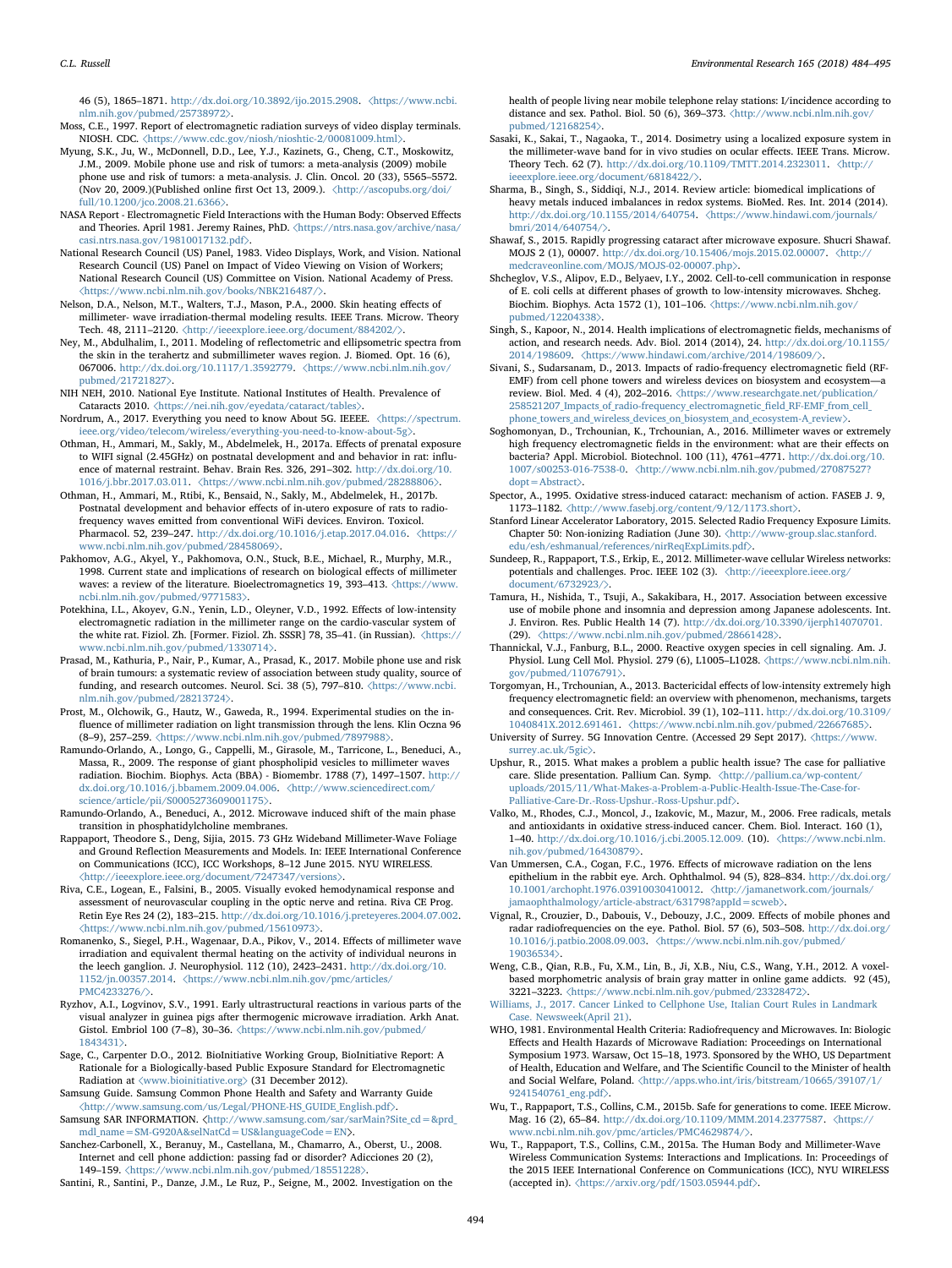46 (5), 1865–1871. http://dx.doi.org/10.3892/ijo.2015.2908. 〈https://www.ncbi.nlm.nih.gov/pubmed/25738972〉.

Moss, C.E., 1997. Report of electromagnetic radiation surveys of video display terminals. NIOSH. CDC. 〈https://www.cdc.gov/niosh/nioshtic-2/00081009.html〉.

Myung, S.K., Ju, W., McDonnell, D.D., Lee, Y.J., Kazinets, G., Cheng, C.T., Moskowitz, J.M., 2009. Mobile phone use and risk of tumors: a meta-analysis (2009) mobile phone use and risk of tumors: a meta-analysis. J. Clin. Oncol. 20 (33), 5565–5572. (Nov 20, 2009.)(Published online first Oct 13, 2009.). 〈http://ascopubs.org/doi/full/10.1200/jco.2008.21.6366〉.

NASA Report - Electromagnetic Field Interactions with the Human Body: Observed Effects and Theories. April 1981. Jeremy Raines, PhD. 〈https://ntrs.nasa.gov/archive/nasa/casi.ntrs.nasa.gov/19810017132.pdf〉.

National Research Council (US) Panel, 1983. Video Displays, Work, and Vision. National Research Council (US) Panel on Impact of Video Viewing on Vision of Workers; National Research Council (US) Committee on Vision. National Academy of Press. 〈https://www.ncbi.nlm.nih.gov/books/NBK216487/〉.

Nelson, D.A., Nelson, M.T., Walters, T.J., Mason, P.A., 2000. Skin heating effects of millimeter- wave irradiation-thermal modeling results. IEEE Trans. Microw. Theory Tech. 48, 2111–2120. 〈http://ieeexplore.ieee.org/document/884202/〉.

Ney, M., Abdulhalim, I., 2011. Modeling of reflectometric and ellipsometric spectra from the skin in the terahertz and submillimeter waves region. J. Biomed. Opt. 16 (6), 067006. http://dx.doi.org/10.1117/1.3592779. 〈https://www.ncbi.nlm.nih.gov/pubmed/21721827〉.

NIH NEH, 2010. National Eye Institute. National Institutes of Health. Prevalence of Cataracts 2010. 〈https://nei.nih.gov/eyedata/cataract/tables〉.

Nordrum, A., 2017. Everything you need to know About 5G. IEEEE. 〈https://spectrum.ieee.org/video/telecom/wireless/everything-you-need-to-know-about-5g〉.

Othman, H., Ammari, M., Sakly, M., Abdelmelek, H., 2017a. Effects of prenatal exposure to WIFI signal (2.45GHz) on postnatal development and and behavior in rat: influence of maternal restraint. Behav. Brain Res. 326, 291–302. http://dx.doi.org/10.1016/j.bbr.2017.03.011. 〈https://www.ncbi.nlm.nih.gov/pubmed/28288806〉.

Othman, H., Ammari, M., Rtibi, K., Bensaid, N., Sakly, M., Abdelmelek, H., 2017b. Postnatal development and behavior effects of in-utero exposure of rats to radiofrequency waves emitted from conventional WiFi devices. Environ. Toxicol. Pharmacol. 52, 239–247. http://dx.doi.org/10.1016/j.etap.2017.04.016. 〈https://www.ncbi.nlm.nih.gov/pubmed/28458069〉.

Pakhomov, A.G., Akyel, Y., Pakhomova, O.N., Stuck, B.E., Michael, R., Murphy, M.R., 1998. Current state and implications of research on biological effects of millimeter waves: a review of the literature. Bioelectromagnetics 19, 393–413. 〈https://www.ncbi.nlm.nih.gov/pubmed/9771583〉.

Potekhina, I.L., Akoyev, G.N., Yenin, L.D., Oleyner, V.D., 1992. Effects of low-intensity electromagnetic radiation in the millimeter range on the cardio-vascular system of the white rat. Fiziol. Zh. [Former. Fiziol. Zh. SSSR] 78, 35–41. (in Russian). 〈https://www.ncbi.nlm.nih.gov/pubmed/1330714〉.

Prasad, M., Kathuria, P., Nair, P., Kumar, A., Prasad, K., 2017. Mobile phone use and risk of brain tumours: a systematic review of association between study quality, source of funding, and research outcomes. Neurol. Sci. 38 (5), 797–810. 〈https://www.ncbi.nlm.nih.gov/pubmed/28213724〉.

Prost, M., Olchowik, G., Hautz, W., Gaweda, R., 1994. Experimental studies on the influence of millimeter radiation on light transmission through the lens. Klin Oczna 96 (8–9), 257–259. 〈https://www.ncbi.nlm.nih.gov/pubmed/7897988〉.

Ramundo-Orlando, A., Longo, G., Cappelli, M., Girasole, M., Tarricone, L., Beneduci, A., Massa, R., 2009. The response of giant phospholipid vesicles to millimeter waves radiation. Biochim. Biophys. Acta (BBA) - Biomembr. 1788 (7), 1497–1507. http://dx.doi.org/10.1016/j.bbamem.2009.04.006. 〈http://www.sciencedirect.com/science/article/pii/S0005273609001175〉.

Ramundo-Orlando, A., Beneduci, A., 2012. Microwave induced shift of the main phase transition in phosphatidylcholine membranes.

Rappaport, Theodore S., Deng, Sijia, 2015. 73 GHz Wideband Millimeter-Wave Foliage and Ground Reflection Measurements and Models. In: IEEE International Conference on Communications (ICC), ICC Workshops, 8–12 June 2015. NYU WIRELESS. 〈http://ieeexplore.ieee.org/document/7247347/versions〉.

Riva, C.E., Logean, E., Falsini, B., 2005. Visually evoked hemodynamical response and assessment of neurovascular coupling in the optic nerve and retina. Riva CE Prog. Retin Eye Res 24 (2), 183–215. http://dx.doi.org/10.1016/j.preteyeres.2004.07.002. 〈https://www.ncbi.nlm.nih.gov/pubmed/15610973〉.

Romanenko, S., Siegel, P.H., Wagenaar, D.A., Pikov, V., 2014. Effects of millimeter wave irradiation and equivalent thermal heating on the activity of individual neurons in the leech ganglion. J. Neurophysiol. 112 (10), 2423–2431. http://dx.doi.org/10.1152/jn.00357.2014. 〈https://www.ncbi.nlm.nih.gov/pmc/articles/PMC4233276/〉.

Ryzhov, A.I., Logvinov, S.V., 1991. Early ultrastructural reactions in various parts of the visual analyzer in guinea pigs after thermogenic microwave irradiation. Arkh Anat. Gistol. Embriol 100 (7–8), 30–36. 〈https://www.ncbi.nlm.nih.gov/pubmed/1843431〉.

Sage, C., Carpenter D.O., 2012. BioInitiative Working Group, BioInitiative Report: A Rationale for a Biologically-based Public Exposure Standard for Electromagnetic Radiation at 〈www.bioinitiative.org〉 (31 December 2012).

Samsung Guide. Samsung Common Phone Health and Safety and Warranty Guide 〈http://www.samsung.com/us/Legal/PHONE-HS_GUIDE_English.pdf〉.

Samsung SAR INFORMATION. 〈http://www.samsung.com/sar/sarMain?Site_cd=&prd_mdl_name=SM-G920A&selNatCd=US&languageCode=EN〉.

Sanchez-Carbonell, X., Beranuy, M., Castellana, M., Chamarro, A., Oberst, U., 2008. Internet and cell phone addiction: passing fad or disorder? Adicciones 20 (2), 149–159. 〈https://www.ncbi.nlm.nih.gov/pubmed/18551228〉.

Santini, R., Santini, P., Danze, J.M., Le Ruz, P., Seigne, M., 2002. Investigation on the health of people living near mobile telephone relay stations: I/incidence according to distance and sex. Pathol. Biol. 50 (6), 369–373. 〈http://www.ncbi.nlm.nih.gov/pubmed/12168254〉.

Sasaki, K., Sakai, T., Nagaoka, T., 2014. Dosimetry using a localized exposure system in the millimeter-wave band for in vivo studies on ocular effects. IEEE Trans. Microw. Theory Tech. 62 (7). http://dx.doi.org/10.1109/TMTT.2014.2323011. 〈http://ieeexplore.ieee.org/document/6818422/〉.

Sharma, B., Singh, S., Siddiqi, N.J., 2014. Review article: biomedical implications of heavy metals induced imbalances in redox systems. BioMed. Res. Int. 2014 (2014). http://dx.doi.org/10.1155/2014/640754. 〈https://www.hindawi.com/journals/bmri/2014/640754/〉.

Shawaf, S., 2015. Rapidly progressing cataract after microwave exposure. Shucri Shawaf. MOJS 2 (1), 00007. http://dx.doi.org/10.15406/mojs.2015.02.00007. 〈http://medcraveonline.com/MOJS/MOJS-02-00007.php〉.

Shcheglov, V.S., Alipov, E.D., Belyaev, I.Y., 2002. Cell-to-cell communication in response of E. coli cells at different phases of growth to low-intensity microwaves. Shcheg. Biochim. Biophys. Acta 1572 (1), 101–106. 〈https://www.ncbi.nlm.nih.gov/pubmed/12204338〉.

Singh, S., Kapoor, N., 2014. Health implications of electromagnetic fields, mechanisms of action, and research needs. Adv. Biol. 2014 (2014), 24. http://dx.doi.org/10.1155/2014/198609. 〈https://www.hindawi.com/archive/2014/198609/〉.

Sivani, S., Sudarsanam, D., 2013. Impacts of radio-frequency electromagnetic field (RF-EMF) from cell phone towers and wireless devices on biosystem and ecosystem—a review. Biol. Med. 4 (4), 202–2016. 〈https://www.researchgate.net/publication/258521207_Impacts_of_radio-frequency_electromagnetic_field_RF-EMF_from_cell_phone_towers_and_wireless_devices_on_biosystem_and_ecosystem-A_review〉.

Soghomonyan, D., Trchounian, K., Trchounian, A., 2016. Millimeter waves or extremely high frequency electromagnetic fields in the environment: what are their effects on bacteria? Appl. Microbiol. Biotechnol. 100 (11), 4761–4771. http://dx.doi.org/10.1007/s00253-016-7538-0. 〈http://www.ncbi.nlm.nih.gov/pubmed/27087527?dopt=Abstract〉.

Spector, A., 1995. Oxidative stress-induced cataract: mechanism of action. FASEB J. 9, 1173–1182. 〈http://www.fasebj.org/content/9/12/1173.short〉.

Stanford Linear Accelerator Laboratory, 2015. Selected Radio Frequency Exposure Limits. Chapter 50: Non-ionizing Radiation (June 30). 〈http://www-group.slac.stanford.edu/esh/eshmanual/references/nirReqExpLimits.pdf〉.

Sundeep, R., Rappaport, T.S., Erkip, E., 2012. Millimeter-wave cellular Wireless networks: potentials and challenges. Proc. IEEE 102 (3). 〈http://ieeexplore.ieee.org/document/6732923/〉.

Tamura, H., Nishida, T., Tsuji, A., Sakakibara, H., 2017. Association between excessive use of mobile phone and insomnia and depression among Japanese adolescents. Int. J. Environ. Res. Public Health 14 (7). http://dx.doi.org/10.3390/ijerph14070701. (29). 〈https://www.ncbi.nlm.nih.gov/pubmed/28661428〉.

Thannickal, V.J., Fanburg, B.L., 2000. Reactive oxygen species in cell signaling. Am. J. Physiol. Lung Cell Mol. Physiol. 279 (6), L1005–L1028. 〈https://www.ncbi.nlm.nih.gov/pubmed/11076791〉.

Torgomyan, H., Trchounian, A., 2013. Bactericidal effects of low-intensity extremely high frequency electromagnetic field: an overview with phenomenon, mechanisms, targets and consequences. Crit. Rev. Microbiol. 39 (1), 102–111. http://dx.doi.org/10.3109/1040841X.2012.691461. 〈https://www.ncbi.nlm.nih.gov/pubmed/22667685〉.

University of Surrey. 5G Innovation Centre. (Accessed 29 Sept 2017). 〈https://www.surrey.ac.uk/5gic〉.

Upshur, R., 2015. What makes a problem a public health issue? The case for palliative care. Slide presentation. Pallium Can. Symp. 〈http://pallium.ca/wp-content/uploads/2015/11/What-Makes-a-Problem-a-Public-Health-Issue-The-Case-for-Palliative-Care-Dr.-Ross-Upshur-Ross-Upshur.pdf〉.

Valko, M., Rhodes, C.J., Moncol, J., Izakovic, M., Mazur, M., 2006. Free radicals, metals and antioxidants in oxidative stress-induced cancer. Chem. Biol. Interact. 160 (1), 1–40. http://dx.doi.org/10.1016/j.cbi.2005.12.009. (10). 〈https://www.ncbi.nlm.nih.gov/pubmed/16430879〉.

Van Ummersen, C.A., Cogan, F.C., 1976. Effects of microwave radiation on the lens epithelium in the rabbit eye. Arch. Ophthalmol. 94 (5), 828–834. http://dx.doi.org/10.1001/archopht.1976.03910030410012. 〈http://jamanetwork.com/journals/jamaophthalmology/article-abstract/631798?appId=scweb〉.

Vignal, R., Crouzier, D., Dabouis, V., Debouzy, J.C., 2009. Effects of mobile phones and radar radiofrequencies on the eye. Pathol. Biol. 57 (6), 503–508. http://dx.doi.org/10.1016/j.patbio.2008.09.003. 〈https://www.ncbi.nlm.nih.gov/pubmed/19036534〉.

Weng, C.B., Qian, R.B., Fu, X.M., Lin, B., Ji, X.B., Niu, C.S., Wang, Y.H., 2012. A voxel-based morphometric analysis of brain gray matter in online game addicts. 92 (45), 3221–3223. 〈https://www.ncbi.nlm.nih.gov/pubmed/23328472〉.

Williams, J., 2017. Cancer Linked to Cellphone Use, Italian Court Rules in Landmark Case. Newsweek(April 21).

WHO, 1981. Environmental Health Criteria: Radiofrequency and Microwaves. In: Biologic Effects and Health Hazards of Microwave Radiation: Proceedings on International Symposium 1973. Warsaw, Oct 15–18, 1973. Sponsored by the WHO, US Department of Health, Education and Welfare, and The Scientific Council to the Minister of health and Social Welfare, Poland. 〈http://apps.who.int/iris/bitstream/10665/39107/1/9241540761_eng.pdf〉.

Wu, T., Rappaport, T.S., Collins, C.M., 2015b. Safe for generations to come. IEEE Microw. Mag. 16 (2), 65–84. http://dx.doi.org/10.1109/MMM.2014.2377587. 〈https://www.ncbi.nlm.nih.gov/pmc/articles/PMC4629874/〉.

Wu, T., Rappaport, T.S., Collins, C.M., 2015a. The Human Body and Millimeter-Wave Wireless Communication Systems: Interactions and Implications. In: Proceedings of the 2015 IEEE International Conference on Communications (ICC), NYU WIRELESS (accepted in). 〈https://arxiv.org/pdf/1503.05944.pdf〉.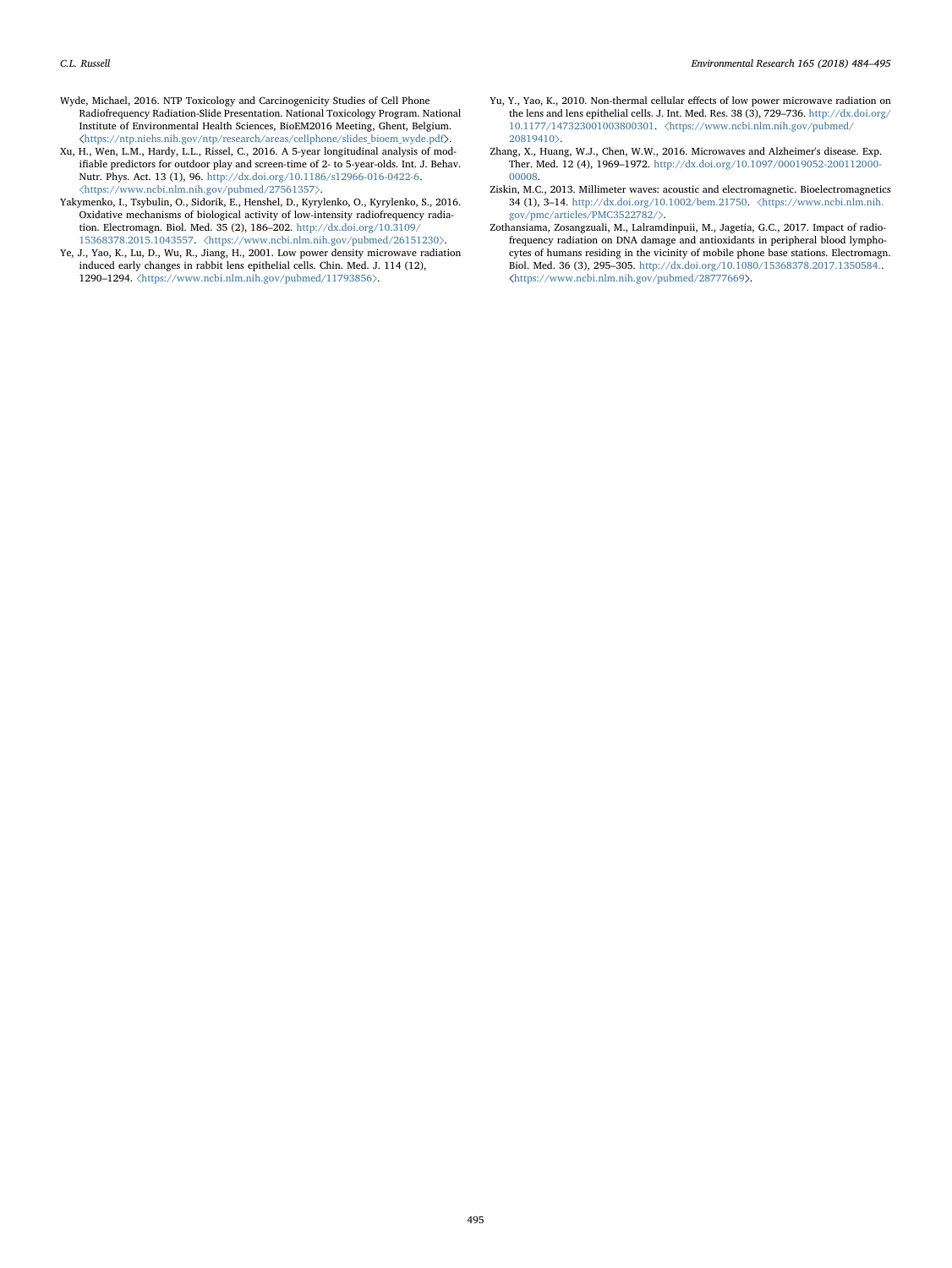Wyde, Michael, 2016. NTP Toxicology and Carcinogenicity Studies of Cell Phone Radiofrequency Radiation-Slide Presentation. National Toxicology Program. National Institute of Environmental Health Sciences, BioEM2016 Meeting, Ghent, Belgium. 〈https://ntp.niehs.nih.gov/ntp/research/areas/cellphone/slides_bioem_wyde.pdf〉.

Xu, H., Wen, L.M., Hardy, L.L., Rissel, C., 2016. A 5-year longitudinal analysis of modifiable predictors for outdoor play and screen-time of 2- to 5-year-olds. Int. J. Behav. Nutr. Phys. Act. 13 (1), 96. http://dx.doi.org/10.1186/s12966-016-0422-6. 〈https://www.ncbi.nlm.nih.gov/pubmed/27561357〉.

Yakymenko, I., Tsybulin, O., Sidorik, E., Henshel, D., Kyrylenko, O., Kyrylenko, S., 2016. Oxidative mechanisms of biological activity of low-intensity radiofrequency radiation. Electromagn. Biol. Med. 35 (2), 186–202. http://dx.doi.org/10.3109/15368378.2015.1043557. 〈https://www.ncbi.nlm.nih.gov/pubmed/26151230〉.

Ye, J., Yao, K., Lu, D., Wu, R., Jiang, H., 2001. Low power density microwave radiation induced early changes in rabbit lens epithelial cells. Chin. Med. J. 114 (12), 1290–1294. 〈https://www.ncbi.nlm.nih.gov/pubmed/11793856〉.

Yu, Y., Yao, K., 2010. Non-thermal cellular effects of low power microwave radiation on the lens and lens epithelial cells. J. Int. Med. Res. 38 (3), 729–736. http://dx.doi.org/10.1177/147323001003800301. 〈https://www.ncbi.nlm.nih.gov/pubmed/20819410〉.

Zhang, X., Huang, W.J., Chen, W.W., 2016. Microwaves and Alzheimer's disease. Exp. Ther. Med. 12 (4), 1969–1972. http://dx.doi.org/10.1097/00019052-200112000-00008.

Ziskin, M.C., 2013. Millimeter waves: acoustic and electromagnetic. Bioelectromagnetics 34 (1), 3–14. http://dx.doi.org/10.1002/bem.21750. 〈https://www.ncbi.nlm.nih.gov/pmc/articles/PMC3522782/〉.

Zothansiama, Zosangzuali, M., Lalramdinpuii, M., Jagetia, G.C., 2017. Impact of radiofrequency radiation on DNA damage and antioxidants in peripheral blood lymphocytes of humans residing in the vicinity of mobile phone base stations. Electromagn. Biol. Med. 36 (3), 295–305. http://dx.doi.org/10.1080/15368378.2017.1350584.. 〈https://www.ncbi.nlm.nih.gov/pubmed/28777669〉.